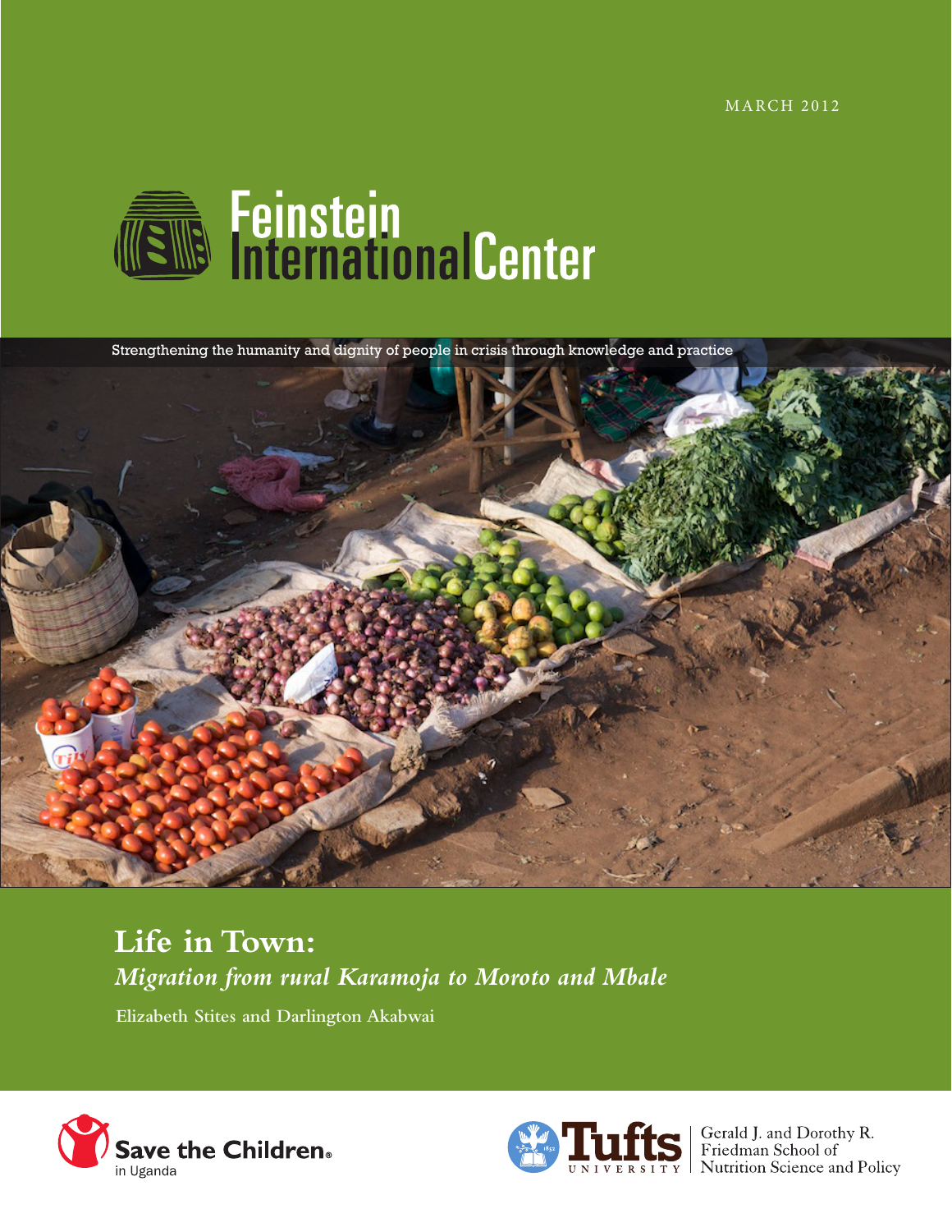MARCH 2012

Feinstein International Center

Strengthening the humanity and dignity of people in crisis through knowledge and practice

# Life in Town:

## *Migration from rural Karamoja to Moroto and Mbale*

Elizabeth Stites and Darlington Akabwai

Save the Children in Uganda

Tufts University

Gerald J. and Dorothy R. Friedman School of Nutrition Science and Policy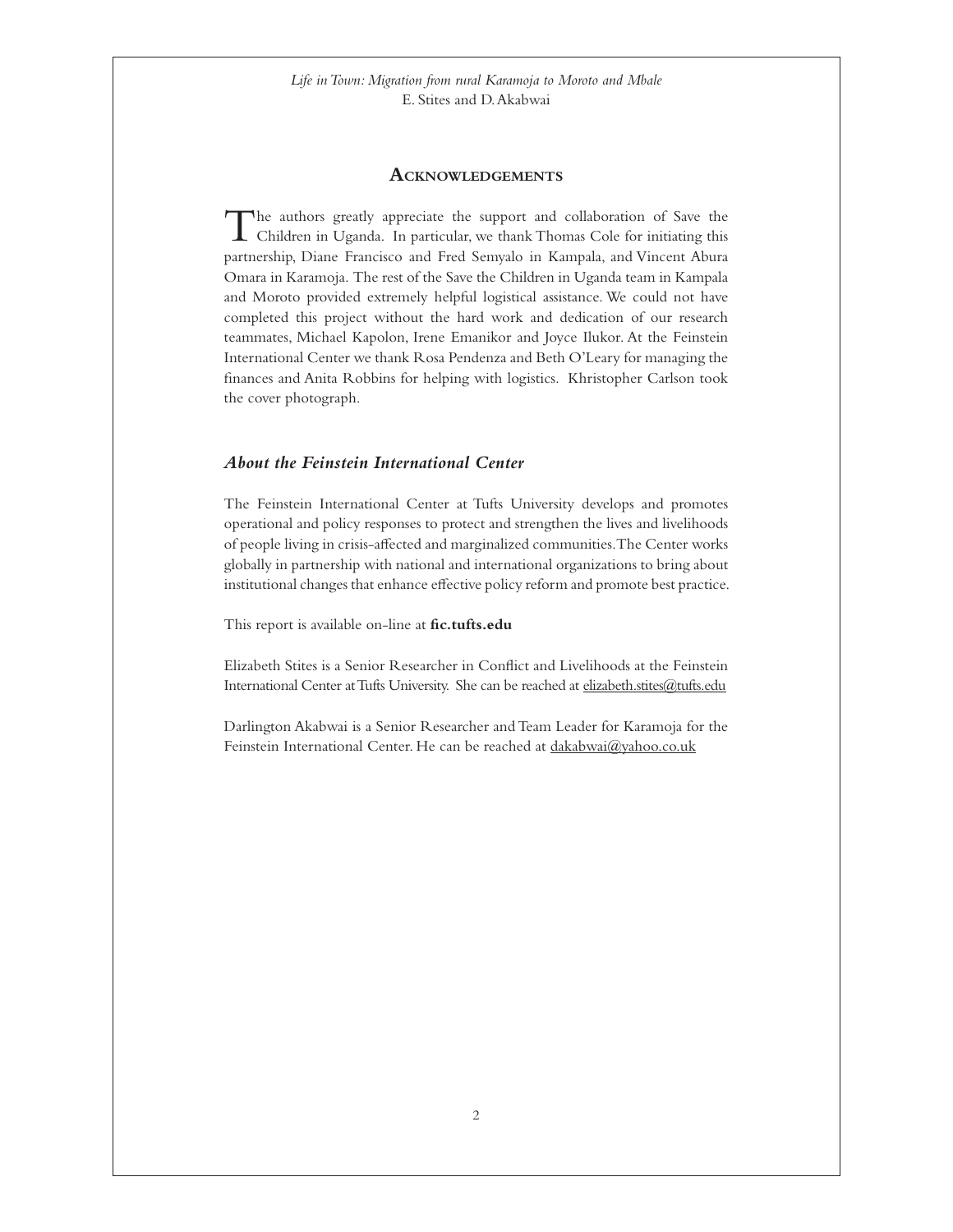## Acknowledgements

The authors greatly appreciate the support and collaboration of Save the Children in Uganda. In particular, we thank Thomas Cole for initiating this partnership, Diane Francisco and Fred Semyalo in Kampala, and Vincent Abura Omara in Karamoja. The rest of the Save the Children in Uganda team in Kampala and Moroto provided extremely helpful logistical assistance. We could not have completed this project without the hard work and dedication of our research teammates, Michael Kapolon, Irene Emanikor and Joyce Ilukor. At the Feinstein International Center we thank Rosa Pendenza and Beth O'Leary for managing the finances and Anita Robbins for helping with logistics. Khristopher Carlson took the cover photograph.

### *About the Feinstein International Center*

The Feinstein International Center at Tufts University develops and promotes operational and policy responses to protect and strengthen the lives and livelihoods of people living in crisis-affected and marginalized communities. The Center works globally in partnership with national and international organizations to bring about institutional changes that enhance effective policy reform and promote best practice.

This report is available on-line at **fic.tufts.edu**

Elizabeth Stites is a Senior Researcher in Conflict and Livelihoods at the Feinstein International Center at Tufts University. She can be reached at elizabeth.stites@tufts.edu

Darlington Akabwai is a Senior Researcher and Team Leader for Karamoja for the Feinstein International Center. He can be reached at dakabwai@yahoo.co.uk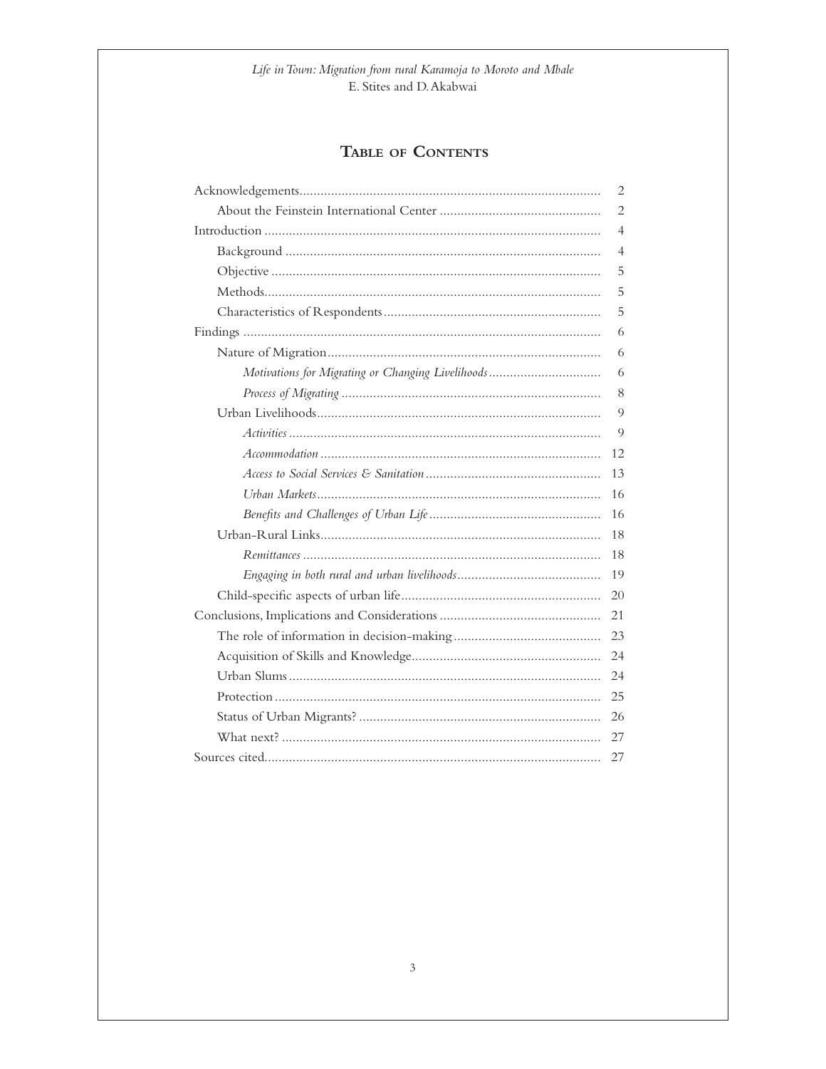# Table of Contents

| | |
|---|---|
| Acknowledgements | 2 |
| About the Feinstein International Center | 2 |
| Introduction | 4 |
| Background | 4 |
| Objective | 5 |
| Methods | 5 |
| Characteristics of Respondents | 5 |
| Findings | 6 |
| Nature of Migration | 6 |
| *Motivations for Migrating or Changing Livelihoods* | 6 |
| *Process of Migrating* | 8 |
| Urban Livelihoods | 9 |
| *Activities* | 9 |
| *Accommodation* | 12 |
| *Access to Social Services & Sanitation* | 13 |
| *Urban Markets* | 16 |
| *Benefits and Challenges of Urban Life* | 16 |
| Urban-Rural Links | 18 |
| *Remittances* | 18 |
| *Engaging in both rural and urban livelihoods* | 19 |
| Child-specific aspects of urban life | 20 |
| Conclusions, Implications and Considerations | 21 |
| The role of information in decision-making | 23 |
| Acquisition of Skills and Knowledge | 24 |
| Urban Slums | 24 |
| Protection | 25 |
| Status of Urban Migrants? | 26 |
| What next? | 27 |
| Sources cited | 27 |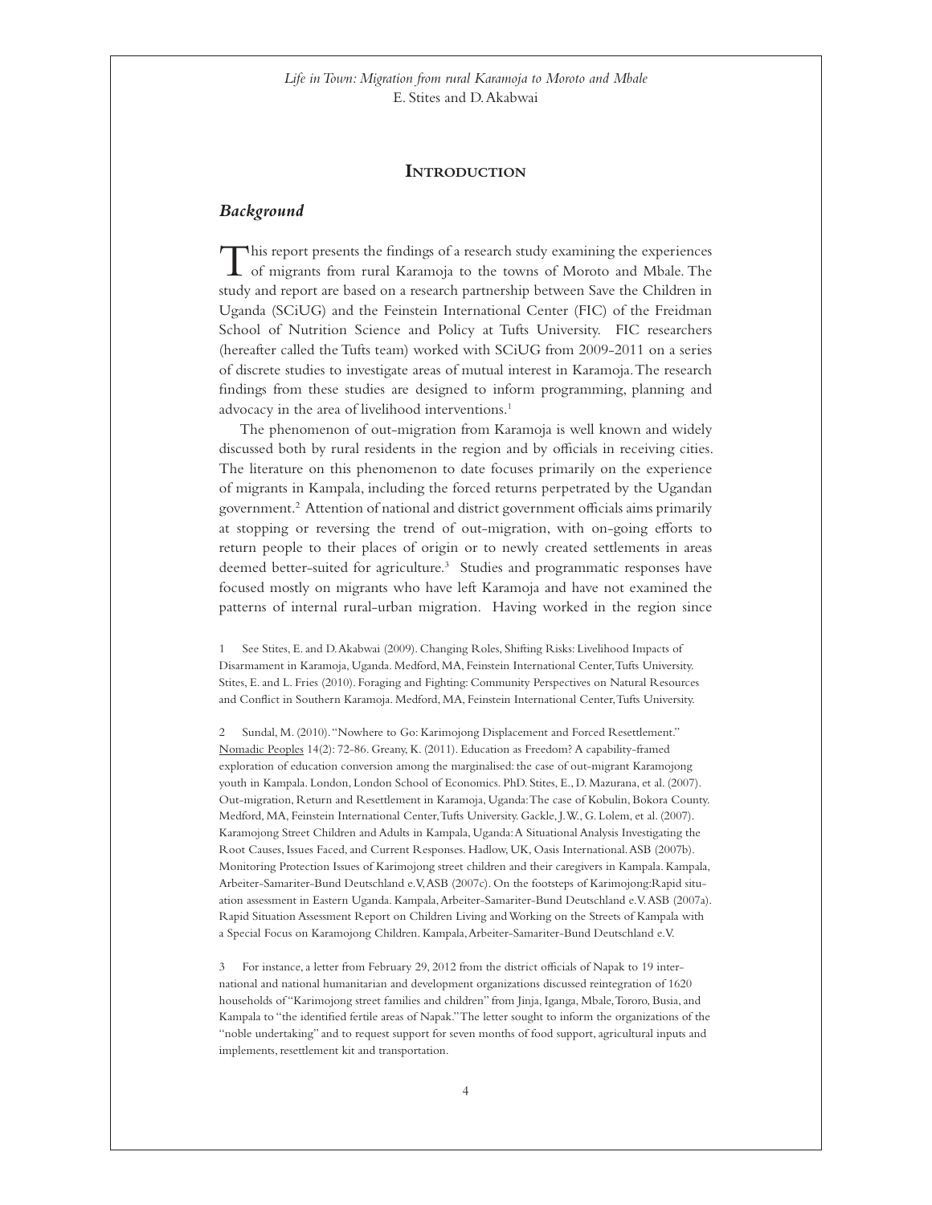# Introduction

## *Background*

This report presents the findings of a research study examining the experiences of migrants from rural Karamoja to the towns of Moroto and Mbale. The study and report are based on a research partnership between Save the Children in Uganda (SCiUG) and the Feinstein International Center (FIC) of the Freidman School of Nutrition Science and Policy at Tufts University. FIC researchers (hereafter called the Tufts team) worked with SCiUG from 2009-2011 on a series of discrete studies to investigate areas of mutual interest in Karamoja. The research findings from these studies are designed to inform programming, planning and advocacy in the area of livelihood interventions.[1]

The phenomenon of out-migration from Karamoja is well known and widely discussed both by rural residents in the region and by officials in receiving cities. The literature on this phenomenon to date focuses primarily on the experience of migrants in Kampala, including the forced returns perpetrated by the Ugandan government.[2] Attention of national and district government officials aims primarily at stopping or reversing the trend of out-migration, with on-going efforts to return people to their places of origin or to newly created settlements in areas deemed better-suited for agriculture.[3] Studies and programmatic responses have focused mostly on migrants who have left Karamoja and have not examined the patterns of internal rural-urban migration. Having worked in the region since

1 See Stites, E. and D. Akabwai (2009). Changing Roles, Shifting Risks: Livelihood Impacts of Disarmament in Karamoja, Uganda. Medford, MA, Feinstein International Center, Tufts University. Stites, E. and L. Fries (2010). Foraging and Fighting: Community Perspectives on Natural Resources and Conflict in Southern Karamoja. Medford, MA, Feinstein International Center, Tufts University.

2 Sundal, M. (2010). "Nowhere to Go: Karimojong Displacement and Forced Resettlement." Nomadic Peoples 14(2): 72-86. Greany, K. (2011). Education as Freedom? A capability-framed exploration of education conversion among the marginalised: the case of out-migrant Karamojong youth in Kampala. London, London School of Economics. PhD. Stites, E., D. Mazurana, et al. (2007). Out-migration, Return and Resettlement in Karamoja, Uganda: The case of Kobulin, Bokora County. Medford, MA, Feinstein International Center, Tufts University. Gackle, J. W., G. Lolem, et al. (2007). Karamojong Street Children and Adults in Kampala, Uganda: A Situational Analysis Investigating the Root Causes, Issues Faced, and Current Responses. Hadlow, UK, Oasis International. ASB (2007b). Monitoring Protection Issues of Karimojong street children and their caregivers in Kampala. Kampala, Arbeiter-Samariter-Bund Deutschland e.V, ASB (2007c). On the footsteps of Karimojong: Rapid situation assessment in Eastern Uganda. Kampala, Arbeiter-Samariter-Bund Deutschland e.V. ASB (2007a). Rapid Situation Assessment Report on Children Living and Working on the Streets of Kampala with a Special Focus on Karamojong Children. Kampala, Arbeiter-Samariter-Bund Deutschland e.V.

3 For instance, a letter from February 29, 2012 from the district officials of Napak to 19 international and national humanitarian and development organizations discussed reintegration of 1620 households of "Karimojong street families and children" from Jinja, Iganga, Mbale, Tororo, Busia, and Kampala to "the identified fertile areas of Napak." The letter sought to inform the organizations of the "noble undertaking" and to request support for seven months of food support, agricultural inputs and implements, resettlement kit and transportation.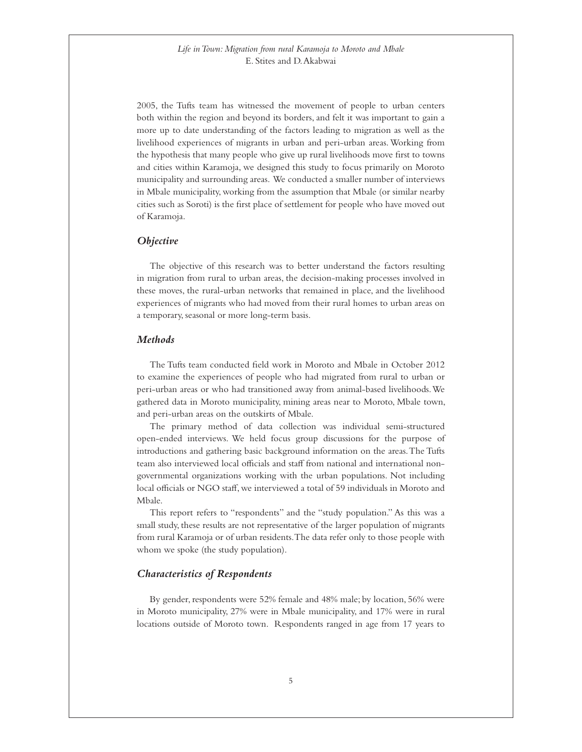2005, the Tufts team has witnessed the movement of people to urban centers both within the region and beyond its borders, and felt it was important to gain a more up to date understanding of the factors leading to migration as well as the livelihood experiences of migrants in urban and peri-urban areas. Working from the hypothesis that many people who give up rural livelihoods move first to towns and cities within Karamoja, we designed this study to focus primarily on Moroto municipality and surrounding areas. We conducted a smaller number of interviews in Mbale municipality, working from the assumption that Mbale (or similar nearby cities such as Soroti) is the first place of settlement for people who have moved out of Karamoja.

### *Objective*

The objective of this research was to better understand the factors resulting in migration from rural to urban areas, the decision-making processes involved in these moves, the rural-urban networks that remained in place, and the livelihood experiences of migrants who had moved from their rural homes to urban areas on a temporary, seasonal or more long-term basis.

### *Methods*

The Tufts team conducted field work in Moroto and Mbale in October 2012 to examine the experiences of people who had migrated from rural to urban or peri-urban areas or who had transitioned away from animal-based livelihoods. We gathered data in Moroto municipality, mining areas near to Moroto, Mbale town, and peri-urban areas on the outskirts of Mbale.

The primary method of data collection was individual semi-structured open-ended interviews. We held focus group discussions for the purpose of introductions and gathering basic background information on the areas. The Tufts team also interviewed local officials and staff from national and international non-governmental organizations working with the urban populations. Not including local officials or NGO staff, we interviewed a total of 59 individuals in Moroto and Mbale.

This report refers to "respondents" and the "study population." As this was a small study, these results are not representative of the larger population of migrants from rural Karamoja or of urban residents. The data refer only to those people with whom we spoke (the study population).

### *Characteristics of Respondents*

By gender, respondents were 52% female and 48% male; by location, 56% were in Moroto municipality, 27% were in Mbale municipality, and 17% were in rural locations outside of Moroto town. Respondents ranged in age from 17 years to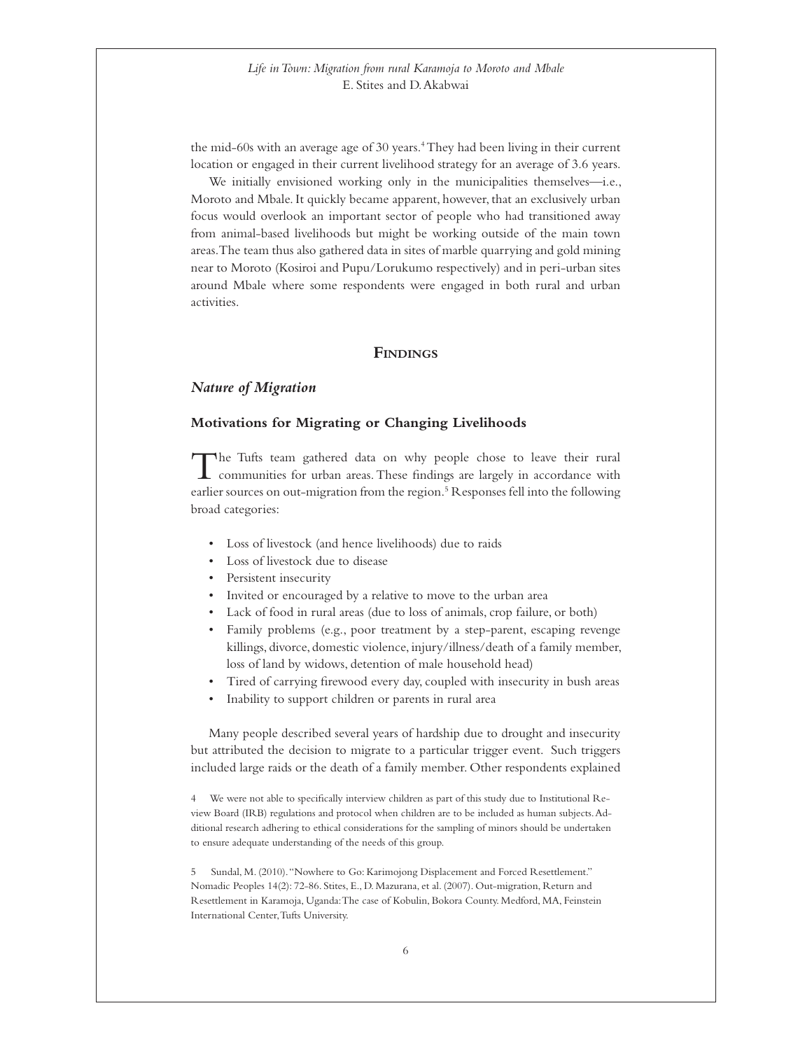the mid-60s with an average age of 30 years.[4] They had been living in their current location or engaged in their current livelihood strategy for an average of 3.6 years.

We initially envisioned working only in the municipalities themselves—i.e., Moroto and Mbale. It quickly became apparent, however, that an exclusively urban focus would overlook an important sector of people who had transitioned away from animal-based livelihoods but might be working outside of the main town areas. The team thus also gathered data in sites of marble quarrying and gold mining near to Moroto (Kosiroi and Pupu/Lorukumo respectively) and in peri-urban sites around Mbale where some respondents were engaged in both rural and urban activities.

# FINDINGS

## *Nature of Migration*

### Motivations for Migrating or Changing Livelihoods

The Tufts team gathered data on why people chose to leave their rural communities for urban areas. These findings are largely in accordance with earlier sources on out-migration from the region.[5] Responses fell into the following broad categories:

- Loss of livestock (and hence livelihoods) due to raids
- Loss of livestock due to disease
- Persistent insecurity
- Invited or encouraged by a relative to move to the urban area
- Lack of food in rural areas (due to loss of animals, crop failure, or both)
- Family problems (e.g., poor treatment by a step-parent, escaping revenge killings, divorce, domestic violence, injury/illness/death of a family member, loss of land by widows, detention of male household head)
- Tired of carrying firewood every day, coupled with insecurity in bush areas
- Inability to support children or parents in rural area

Many people described several years of hardship due to drought and insecurity but attributed the decision to migrate to a particular trigger event. Such triggers included large raids or the death of a family member. Other respondents explained

4 We were not able to specifically interview children as part of this study due to Institutional Review Board (IRB) regulations and protocol when children are to be included as human subjects. Additional research adhering to ethical considerations for the sampling of minors should be undertaken to ensure adequate understanding of the needs of this group.

5 Sundal, M. (2010). "Nowhere to Go: Karimojong Displacement and Forced Resettlement." Nomadic Peoples 14(2): 72-86. Stites, E., D. Mazurana, et al. (2007). Out-migration, Return and Resettlement in Karamoja, Uganda: The case of Kobulin, Bokora County. Medford, MA, Feinstein International Center, Tufts University.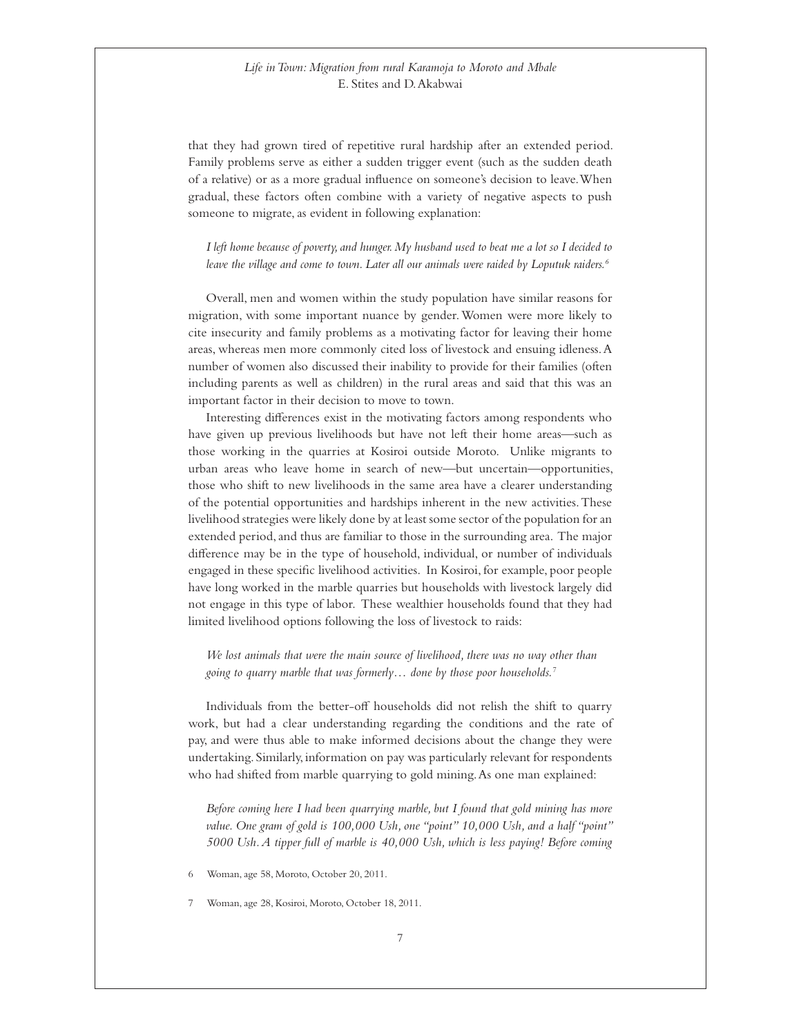that they had grown tired of repetitive rural hardship after an extended period. Family problems serve as either a sudden trigger event (such as the sudden death of a relative) or as a more gradual influence on someone's decision to leave. When gradual, these factors often combine with a variety of negative aspects to push someone to migrate, as evident in following explanation:

> *I left home because of poverty, and hunger. My husband used to beat me a lot so I decided to leave the village and come to town. Later all our animals were raided by Loputuk raiders.*[6]

Overall, men and women within the study population have similar reasons for migration, with some important nuance by gender. Women were more likely to cite insecurity and family problems as a motivating factor for leaving their home areas, whereas men more commonly cited loss of livestock and ensuing idleness. A number of women also discussed their inability to provide for their families (often including parents as well as children) in the rural areas and said that this was an important factor in their decision to move to town.

Interesting differences exist in the motivating factors among respondents who have given up previous livelihoods but have not left their home areas—such as those working in the quarries at Kosiroi outside Moroto. Unlike migrants to urban areas who leave home in search of new—but uncertain—opportunities, those who shift to new livelihoods in the same area have a clearer understanding of the potential opportunities and hardships inherent in the new activities. These livelihood strategies were likely done by at least some sector of the population for an extended period, and thus are familiar to those in the surrounding area. The major difference may be in the type of household, individual, or number of individuals engaged in these specific livelihood activities. In Kosiroi, for example, poor people have long worked in the marble quarries but households with livestock largely did not engage in this type of labor. These wealthier households found that they had limited livelihood options following the loss of livestock to raids:

> *We lost animals that were the main source of livelihood, there was no way other than going to quarry marble that was formerly… done by those poor households.*[7]

Individuals from the better-off households did not relish the shift to quarry work, but had a clear understanding regarding the conditions and the rate of pay, and were thus able to make informed decisions about the change they were undertaking. Similarly, information on pay was particularly relevant for respondents who had shifted from marble quarrying to gold mining. As one man explained:

> *Before coming here I had been quarrying marble, but I found that gold mining has more value. One gram of gold is 100,000 Ush, one "point" 10,000 Ush, and a half "point" 5000 Ush. A tipper full of marble is 40,000 Ush, which is less paying! Before coming*

6 Woman, age 58, Moroto, October 20, 2011.

7 Woman, age 28, Kosiroi, Moroto, October 18, 2011.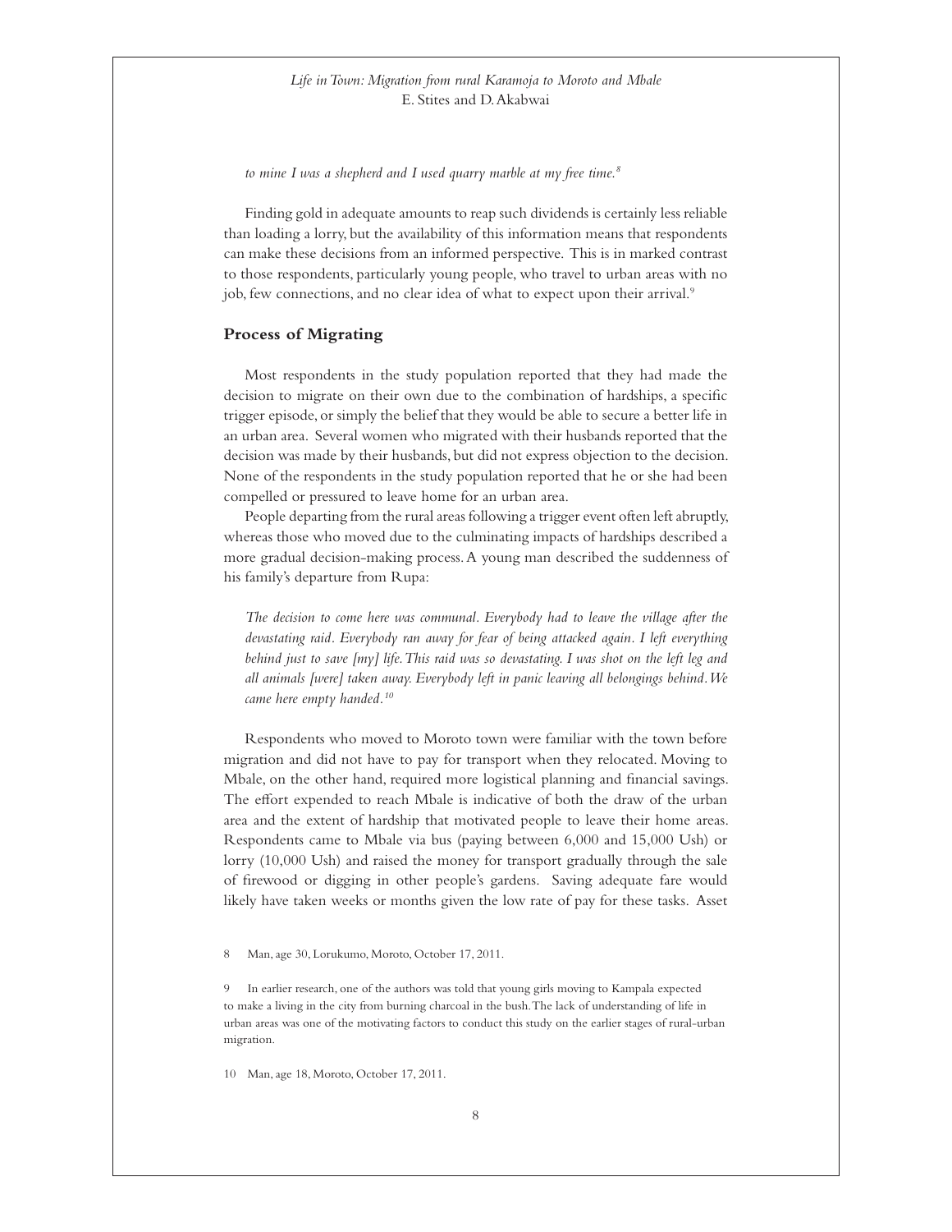*to mine I was a shepherd and I used quarry marble at my free time.*[8]

Finding gold in adequate amounts to reap such dividends is certainly less reliable than loading a lorry, but the availability of this information means that respondents can make these decisions from an informed perspective. This is in marked contrast to those respondents, particularly young people, who travel to urban areas with no job, few connections, and no clear idea of what to expect upon their arrival.[9]

## Process of Migrating

Most respondents in the study population reported that they had made the decision to migrate on their own due to the combination of hardships, a specific trigger episode, or simply the belief that they would be able to secure a better life in an urban area. Several women who migrated with their husbands reported that the decision was made by their husbands, but did not express objection to the decision. None of the respondents in the study population reported that he or she had been compelled or pressured to leave home for an urban area.

People departing from the rural areas following a trigger event often left abruptly, whereas those who moved due to the culminating impacts of hardships described a more gradual decision-making process. A young man described the suddenness of his family's departure from Rupa:

> *The decision to come here was communal. Everybody had to leave the village after the devastating raid. Everybody ran away for fear of being attacked again. I left everything behind just to save [my] life. This raid was so devastating. I was shot on the left leg and all animals [were] taken away. Everybody left in panic leaving all belongings behind. We came here empty handed.*[10]

Respondents who moved to Moroto town were familiar with the town before migration and did not have to pay for transport when they relocated. Moving to Mbale, on the other hand, required more logistical planning and financial savings. The effort expended to reach Mbale is indicative of both the draw of the urban area and the extent of hardship that motivated people to leave their home areas. Respondents came to Mbale via bus (paying between 6,000 and 15,000 Ush) or lorry (10,000 Ush) and raised the money for transport gradually through the sale of firewood or digging in other people's gardens. Saving adequate fare would likely have taken weeks or months given the low rate of pay for these tasks. Asset

---

8 Man, age 30, Lorukumo, Moroto, October 17, 2011.

9 In earlier research, one of the authors was told that young girls moving to Kampala expected to make a living in the city from burning charcoal in the bush. The lack of understanding of life in urban areas was one of the motivating factors to conduct this study on the earlier stages of rural-urban migration.

10 Man, age 18, Moroto, October 17, 2011.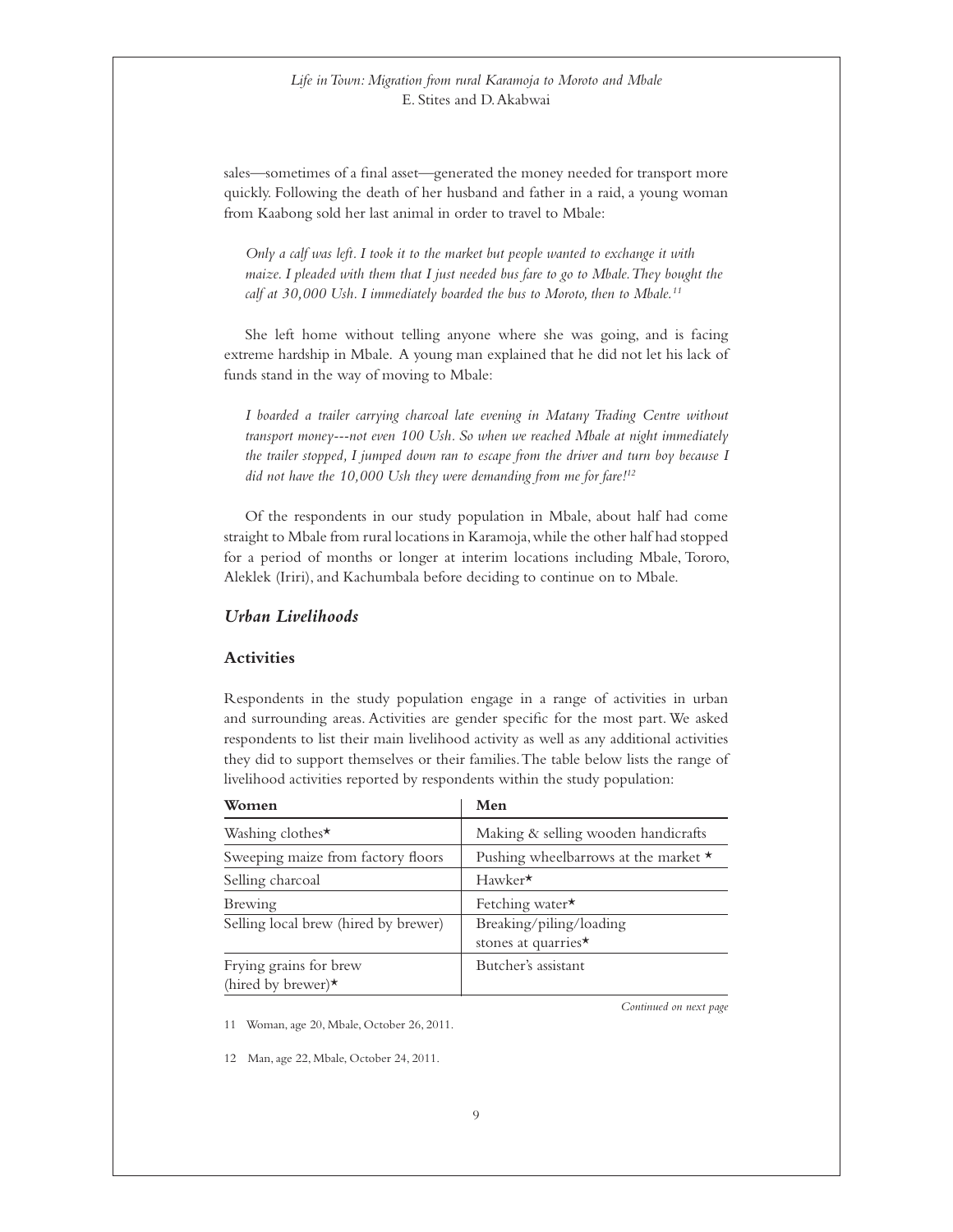sales—sometimes of a final asset—generated the money needed for transport more quickly. Following the death of her husband and father in a raid, a young woman from Kaabong sold her last animal in order to travel to Mbale:

> *Only a calf was left. I took it to the market but people wanted to exchange it with maize. I pleaded with them that I just needed bus fare to go to Mbale. They bought the calf at 30,000 Ush. I immediately boarded the bus to Moroto, then to Mbale.*[11]

She left home without telling anyone where she was going, and is facing extreme hardship in Mbale. A young man explained that he did not let his lack of funds stand in the way of moving to Mbale:

> *I boarded a trailer carrying charcoal late evening in Matany Trading Centre without transport money---not even 100 Ush. So when we reached Mbale at night immediately the trailer stopped, I jumped down ran to escape from the driver and turn boy because I did not have the 10,000 Ush they were demanding from me for fare!*[12]

Of the respondents in our study population in Mbale, about half had come straight to Mbale from rural locations in Karamoja, while the other half had stopped for a period of months or longer at interim locations including Mbale, Tororo, Aleklek (Iriri), and Kachumbala before deciding to continue on to Mbale.

## *Urban Livelihoods*

### Activities

Respondents in the study population engage in a range of activities in urban and surrounding areas. Activities are gender specific for the most part. We asked respondents to list their main livelihood activity as well as any additional activities they did to support themselves or their families. The table below lists the range of livelihood activities reported by respondents within the study population:

| Women | Men |
|---|---|
| Washing clothes* | Making & selling wooden handicrafts |
| Sweeping maize from factory floors | Pushing wheelbarrows at the market * |
| Selling charcoal | Hawker* |
| Brewing | Fetching water* |
| Selling local brew (hired by brewer) | Breaking/piling/loading stones at quarries* |
| Frying grains for brew (hired by brewer)* | Butcher's assistant |

*Continued on next page*

11 Woman, age 20, Mbale, October 26, 2011.

12 Man, age 22, Mbale, October 24, 2011.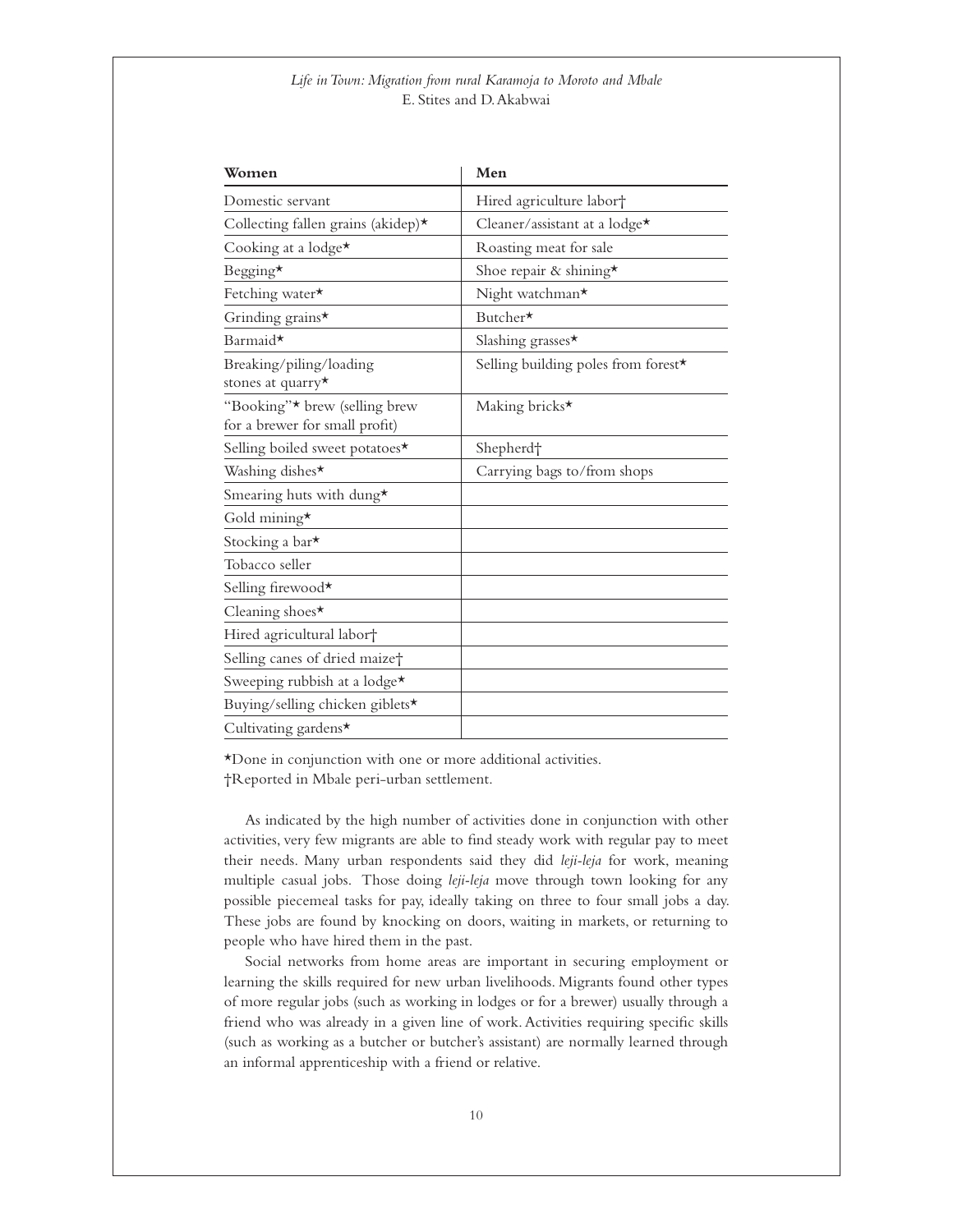| Women | Men |
|---|---|
| Domestic servant | Hired agriculture labor† |
| Collecting fallen grains (akidep)* | Cleaner/assistant at a lodge* |
| Cooking at a lodge* | Roasting meat for sale |
| Begging* | Shoe repair & shining* |
| Fetching water* | Night watchman* |
| Grinding grains* | Butcher* |
| Barmaid* | Slashing grasses* |
| Breaking/piling/loading stones at quarry* | Selling building poles from forest* |
| "Booking"* brew (selling brew for a brewer for small profit) | Making bricks* |
| Selling boiled sweet potatoes* | Shepherd† |
| Washing dishes* | Carrying bags to/from shops |
| Smearing huts with dung* | |
| Gold mining* | |
| Stocking a bar* | |
| Tobacco seller | |
| Selling firewood* | |
| Cleaning shoes* | |
| Hired agricultural labor† | |
| Selling canes of dried maize† | |
| Sweeping rubbish at a lodge* | |
| Buying/selling chicken giblets* | |
| Cultivating gardens* | |

*Done in conjunction with one or more additional activities.
†Reported in Mbale peri-urban settlement.

As indicated by the high number of activities done in conjunction with other activities, very few migrants are able to find steady work with regular pay to meet their needs. Many urban respondents said they did *leji-leja* for work, meaning multiple casual jobs. Those doing *leji-leja* move through town looking for any possible piecemeal tasks for pay, ideally taking on three to four small jobs a day. These jobs are found by knocking on doors, waiting in markets, or returning to people who have hired them in the past.

Social networks from home areas are important in securing employment or learning the skills required for new urban livelihoods. Migrants found other types of more regular jobs (such as working in lodges or for a brewer) usually through a friend who was already in a given line of work. Activities requiring specific skills (such as working as a butcher or butcher's assistant) are normally learned through an informal apprenticeship with a friend or relative.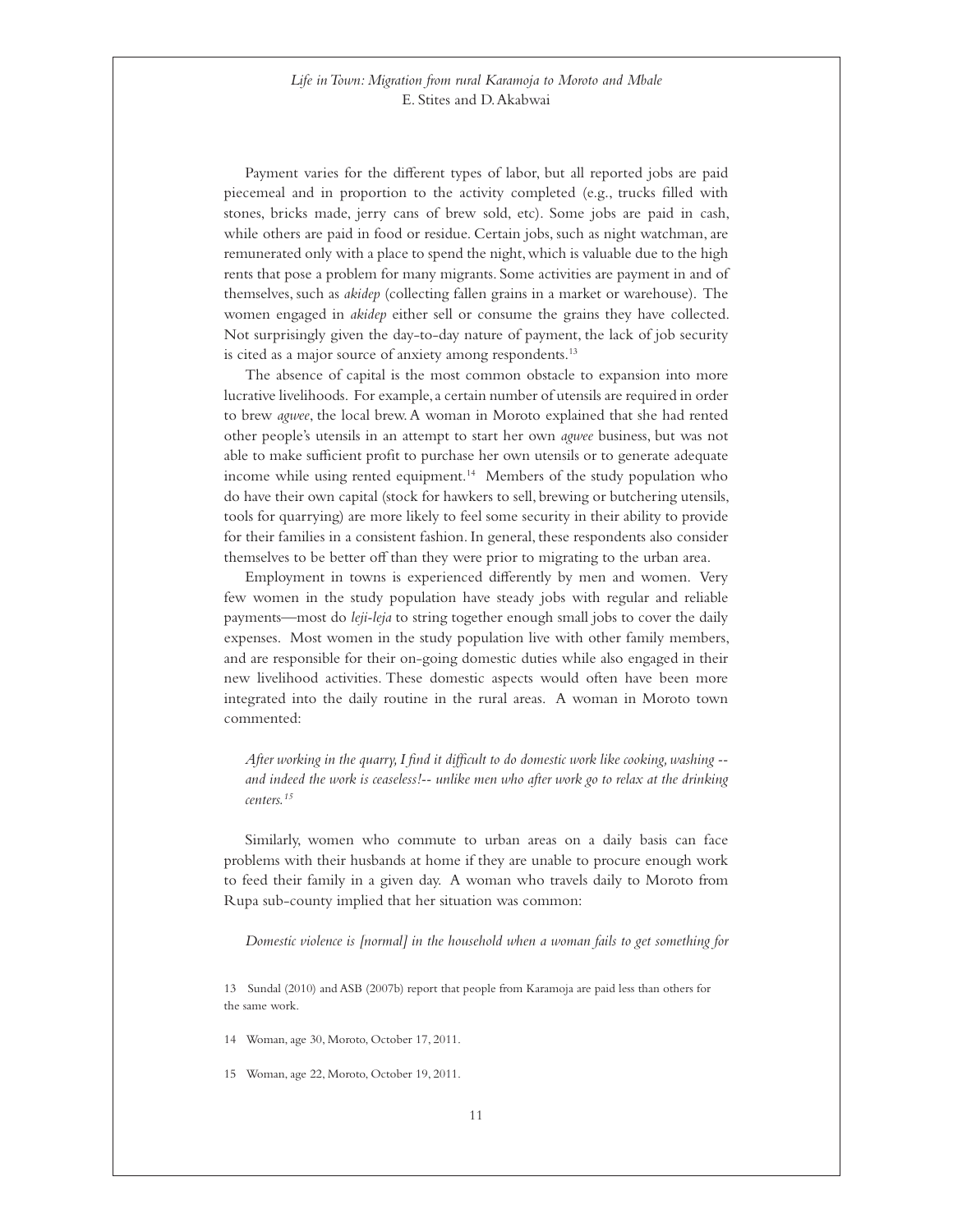Payment varies for the different types of labor, but all reported jobs are paid piecemeal and in proportion to the activity completed (e.g., trucks filled with stones, bricks made, jerry cans of brew sold, etc). Some jobs are paid in cash, while others are paid in food or residue. Certain jobs, such as night watchman, are remunerated only with a place to spend the night, which is valuable due to the high rents that pose a problem for many migrants. Some activities are payment in and of themselves, such as *akidep* (collecting fallen grains in a market or warehouse). The women engaged in *akidep* either sell or consume the grains they have collected. Not surprisingly given the day-to-day nature of payment, the lack of job security is cited as a major source of anxiety among respondents.[13]

The absence of capital is the most common obstacle to expansion into more lucrative livelihoods. For example, a certain number of utensils are required in order to brew *agwee*, the local brew. A woman in Moroto explained that she had rented other people's utensils in an attempt to start her own *agwee* business, but was not able to make sufficient profit to purchase her own utensils or to generate adequate income while using rented equipment.[14] Members of the study population who do have their own capital (stock for hawkers to sell, brewing or butchering utensils, tools for quarrying) are more likely to feel some security in their ability to provide for their families in a consistent fashion. In general, these respondents also consider themselves to be better off than they were prior to migrating to the urban area.

Employment in towns is experienced differently by men and women. Very few women in the study population have steady jobs with regular and reliable payments—most do *leji-leja* to string together enough small jobs to cover the daily expenses. Most women in the study population live with other family members, and are responsible for their on-going domestic duties while also engaged in their new livelihood activities. These domestic aspects would often have been more integrated into the daily routine in the rural areas. A woman in Moroto town commented:

> *After working in the quarry, I find it difficult to do domestic work like cooking, washing -- and indeed the work is ceaseless!-- unlike men who after work go to relax at the drinking centers.*[15]

Similarly, women who commute to urban areas on a daily basis can face problems with their husbands at home if they are unable to procure enough work to feed their family in a given day. A woman who travels daily to Moroto from Rupa sub-county implied that her situation was common:

> *Domestic violence is [normal] in the household when a woman fails to get something for*

---

13 Sundal (2010) and ASB (2007b) report that people from Karamoja are paid less than others for the same work.

14 Woman, age 30, Moroto, October 17, 2011.

15 Woman, age 22, Moroto, October 19, 2011.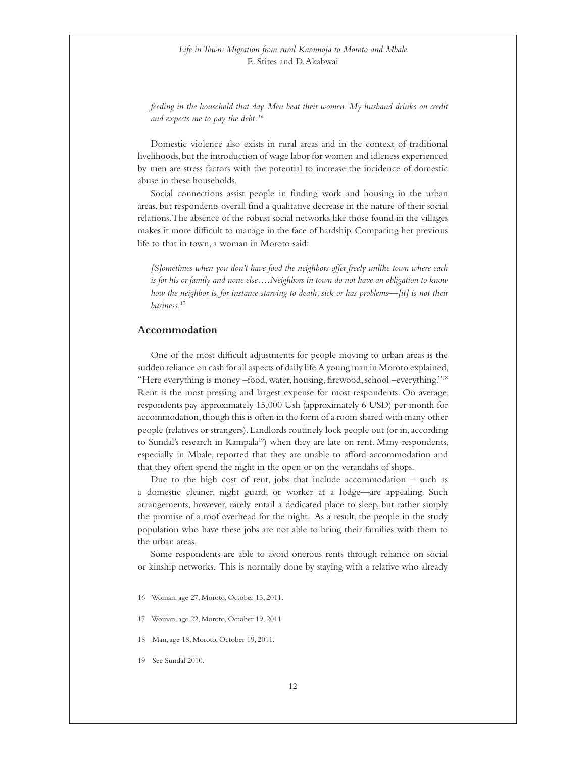*feeding in the household that day. Men beat their women. My husband drinks on credit and expects me to pay the debt.*[16]

Domestic violence also exists in rural areas and in the context of traditional livelihoods, but the introduction of wage labor for women and idleness experienced by men are stress factors with the potential to increase the incidence of domestic abuse in these households.

Social connections assist people in finding work and housing in the urban areas, but respondents overall find a qualitative decrease in the nature of their social relations. The absence of the robust social networks like those found in the villages makes it more difficult to manage in the face of hardship. Comparing her previous life to that in town, a woman in Moroto said:

*[S]ometimes when you don't have food the neighbors offer freely unlike town where each is for his or family and none else….Neighbors in town do not have an obligation to know how the neighbor is, for instance starving to death, sick or has problems—[it] is not their business.*[17]

## Accommodation

One of the most difficult adjustments for people moving to urban areas is the sudden reliance on cash for all aspects of daily life. A young man in Moroto explained, "Here everything is money –food, water, housing, firewood, school –everything."[18] Rent is the most pressing and largest expense for most respondents. On average, respondents pay approximately 15,000 Ush (approximately 6 USD) per month for accommodation, though this is often in the form of a room shared with many other people (relatives or strangers). Landlords routinely lock people out (or in, according to Sundal's research in Kampala[19]) when they are late on rent. Many respondents, especially in Mbale, reported that they are unable to afford accommodation and that they often spend the night in the open or on the verandahs of shops.

Due to the high cost of rent, jobs that include accommodation – such as a domestic cleaner, night guard, or worker at a lodge—are appealing. Such arrangements, however, rarely entail a dedicated place to sleep, but rather simply the promise of a roof overhead for the night. As a result, the people in the study population who have these jobs are not able to bring their families with them to the urban areas.

Some respondents are able to avoid onerous rents through reliance on social or kinship networks. This is normally done by staying with a relative who already

16 Woman, age 27, Moroto, October 15, 2011.

17 Woman, age 22, Moroto, October 19, 2011.

18 Man, age 18, Moroto, October 19, 2011.

19 See Sundal 2010.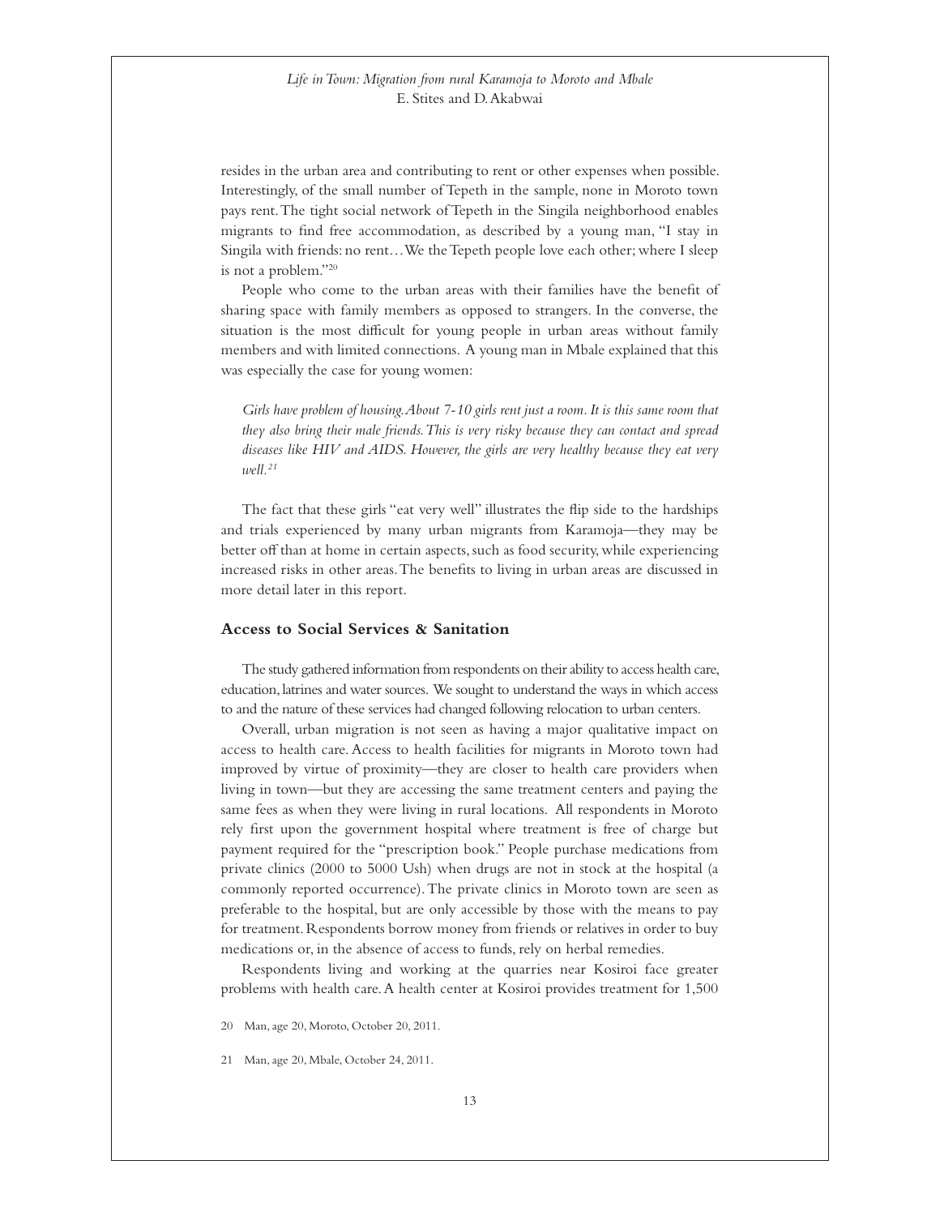resides in the urban area and contributing to rent or other expenses when possible. Interestingly, of the small number of Tepeth in the sample, none in Moroto town pays rent. The tight social network of Tepeth in the Singila neighborhood enables migrants to find free accommodation, as described by a young man, "I stay in Singila with friends: no rent…We the Tepeth people love each other; where I sleep is not a problem."[20]

People who come to the urban areas with their families have the benefit of sharing space with family members as opposed to strangers. In the converse, the situation is the most difficult for young people in urban areas without family members and with limited connections. A young man in Mbale explained that this was especially the case for young women:

> *Girls have problem of housing. About 7-10 girls rent just a room. It is this same room that they also bring their male friends. This is very risky because they can contact and spread diseases like HIV and AIDS. However, the girls are very healthy because they eat very well.*[21]

The fact that these girls "eat very well" illustrates the flip side to the hardships and trials experienced by many urban migrants from Karamoja—they may be better off than at home in certain aspects, such as food security, while experiencing increased risks in other areas. The benefits to living in urban areas are discussed in more detail later in this report.

## Access to Social Services & Sanitation

The study gathered information from respondents on their ability to access health care, education, latrines and water sources. We sought to understand the ways in which access to and the nature of these services had changed following relocation to urban centers.

Overall, urban migration is not seen as having a major qualitative impact on access to health care. Access to health facilities for migrants in Moroto town had improved by virtue of proximity—they are closer to health care providers when living in town—but they are accessing the same treatment centers and paying the same fees as when they were living in rural locations. All respondents in Moroto rely first upon the government hospital where treatment is free of charge but payment required for the "prescription book." People purchase medications from private clinics (2000 to 5000 Ush) when drugs are not in stock at the hospital (a commonly reported occurrence). The private clinics in Moroto town are seen as preferable to the hospital, but are only accessible by those with the means to pay for treatment. Respondents borrow money from friends or relatives in order to buy medications or, in the absence of access to funds, rely on herbal remedies.

Respondents living and working at the quarries near Kosiroi face greater problems with health care. A health center at Kosiroi provides treatment for 1,500

20 Man, age 20, Moroto, October 20, 2011.

21 Man, age 20, Mbale, October 24, 2011.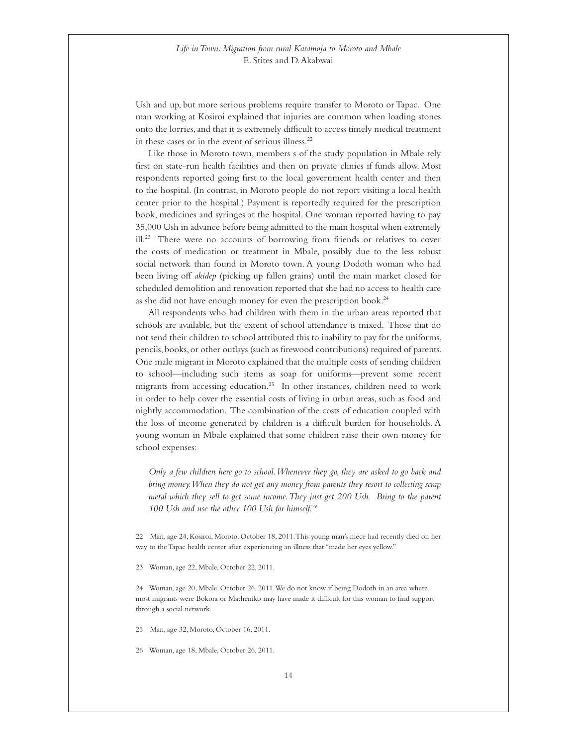Ush and up, but more serious problems require transfer to Moroto or Tapac. One man working at Kosiroi explained that injuries are common when loading stones onto the lorries, and that it is extremely difficult to access timely medical treatment in these cases or in the event of serious illness.[22]

Like those in Moroto town, members s of the study population in Mbale rely first on state-run health facilities and then on private clinics if funds allow. Most respondents reported going first to the local government health center and then to the hospital. (In contrast, in Moroto people do not report visiting a local health center prior to the hospital.) Payment is reportedly required for the prescription book, medicines and syringes at the hospital. One woman reported having to pay 35,000 Ush in advance before being admitted to the main hospital when extremely ill.[23] There were no accounts of borrowing from friends or relatives to cover the costs of medication or treatment in Mbale, possibly due to the less robust social network than found in Moroto town. A young Dodoth woman who had been living off *akidep* (picking up fallen grains) until the main market closed for scheduled demolition and renovation reported that she had no access to health care as she did not have enough money for even the prescription book.[24]

All respondents who had children with them in the urban areas reported that schools are available, but the extent of school attendance is mixed. Those that do not send their children to school attributed this to inability to pay for the uniforms, pencils, books, or other outlays (such as firewood contributions) required of parents. One male migrant in Moroto explained that the multiple costs of sending children to school—including such items as soap for uniforms—prevent some recent migrants from accessing education.[25] In other instances, children need to work in order to help cover the essential costs of living in urban areas, such as food and nightly accommodation. The combination of the costs of education coupled with the loss of income generated by children is a difficult burden for households. A young woman in Mbale explained that some children raise their own money for school expenses:

> *Only a few children here go to school. Whenever they go, they are asked to go back and bring money. When they do not get any money from parents they resort to collecting scrap metal which they sell to get some income. They just get 200 Ush. Bring to the parent 100 Ush and use the other 100 Ush for himself.*[26]

22 Man, age 24, Kosiroi, Moroto, October 18, 2011. This young man's niece had recently died on her way to the Tapac health center after experiencing an illness that "made her eyes yellow."

23 Woman, age 22, Mbale, October 22, 2011.

24 Woman, age 20, Mbale, October 26, 2011. We do not know if being Dodoth in an area where most migrants were Bokora or Matheniko may have made it difficult for this woman to find support through a social network.

25 Man, age 32, Moroto, October 16, 2011.

26 Woman, age 18, Mbale, October 26, 2011.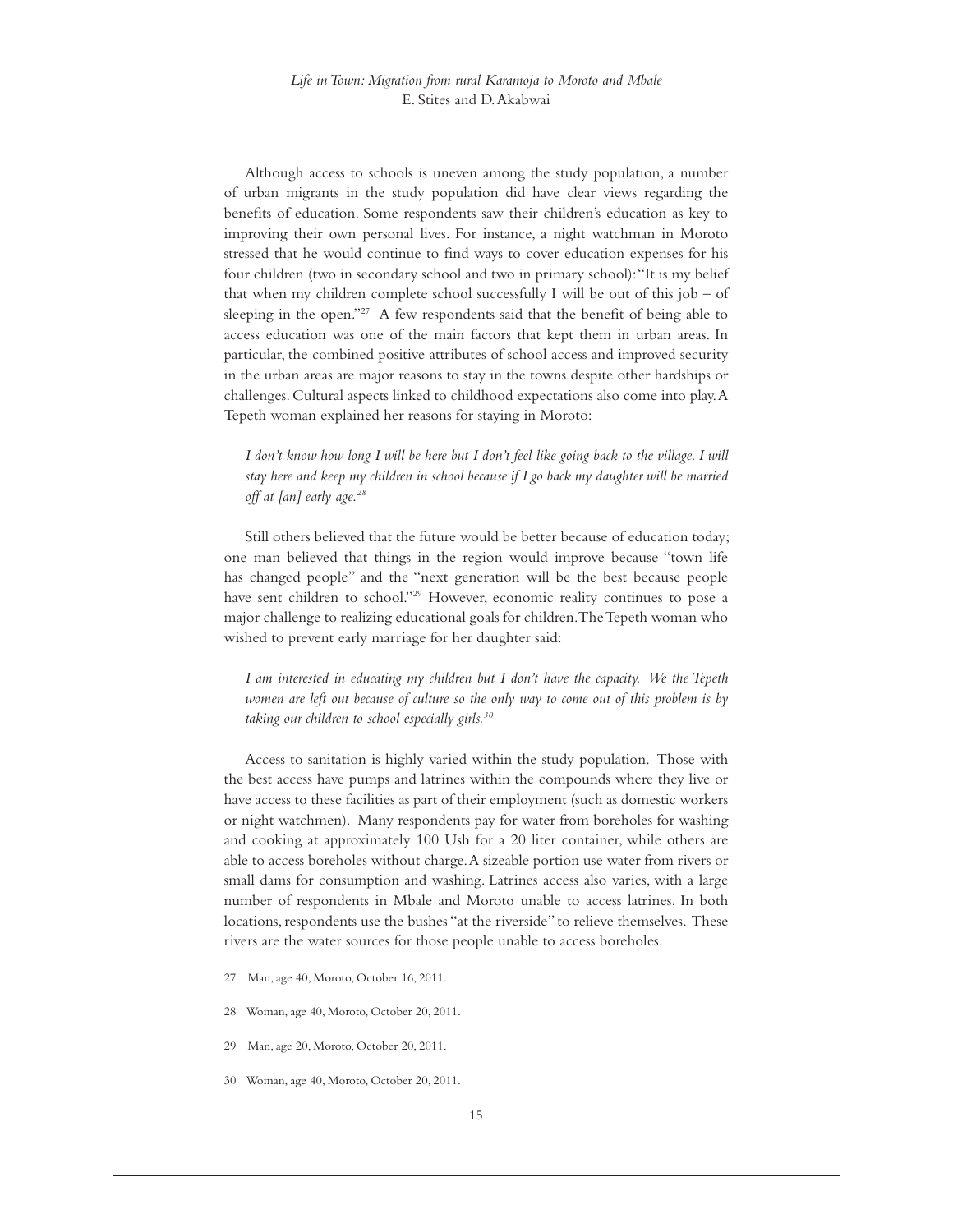Although access to schools is uneven among the study population, a number of urban migrants in the study population did have clear views regarding the benefits of education. Some respondents saw their children's education as key to improving their own personal lives. For instance, a night watchman in Moroto stressed that he would continue to find ways to cover education expenses for his four children (two in secondary school and two in primary school): "It is my belief that when my children complete school successfully I will be out of this job – of sleeping in the open."[27] A few respondents said that the benefit of being able to access education was one of the main factors that kept them in urban areas. In particular, the combined positive attributes of school access and improved security in the urban areas are major reasons to stay in the towns despite other hardships or challenges. Cultural aspects linked to childhood expectations also come into play. A Tepeth woman explained her reasons for staying in Moroto:

> *I don't know how long I will be here but I don't feel like going back to the village. I will stay here and keep my children in school because if I go back my daughter will be married off at [an] early age.*[28]

Still others believed that the future would be better because of education today; one man believed that things in the region would improve because "town life has changed people" and the "next generation will be the best because people have sent children to school."[29] However, economic reality continues to pose a major challenge to realizing educational goals for children. The Tepeth woman who wished to prevent early marriage for her daughter said:

> *I am interested in educating my children but I don't have the capacity. We the Tepeth women are left out because of culture so the only way to come out of this problem is by taking our children to school especially girls.*[30]

Access to sanitation is highly varied within the study population. Those with the best access have pumps and latrines within the compounds where they live or have access to these facilities as part of their employment (such as domestic workers or night watchmen). Many respondents pay for water from boreholes for washing and cooking at approximately 100 Ush for a 20 liter container, while others are able to access boreholes without charge. A sizeable portion use water from rivers or small dams for consumption and washing. Latrines access also varies, with a large number of respondents in Mbale and Moroto unable to access latrines. In both locations, respondents use the bushes "at the riverside" to relieve themselves. These rivers are the water sources for those people unable to access boreholes.

27 Man, age 40, Moroto, October 16, 2011.

28 Woman, age 40, Moroto, October 20, 2011.

29 Man, age 20, Moroto, October 20, 2011.

30 Woman, age 40, Moroto, October 20, 2011.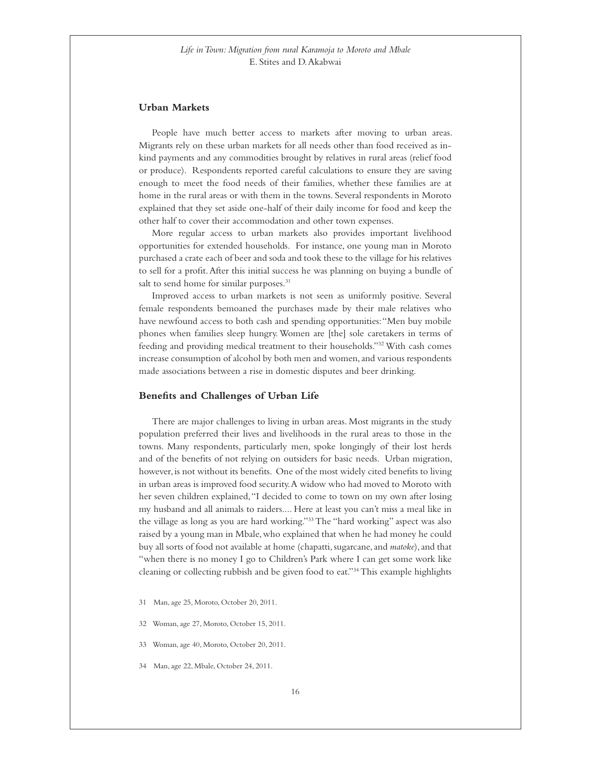## Urban Markets

People have much better access to markets after moving to urban areas. Migrants rely on these urban markets for all needs other than food received as in-kind payments and any commodities brought by relatives in rural areas (relief food or produce). Respondents reported careful calculations to ensure they are saving enough to meet the food needs of their families, whether these families are at home in the rural areas or with them in the towns. Several respondents in Moroto explained that they set aside one-half of their daily income for food and keep the other half to cover their accommodation and other town expenses.

More regular access to urban markets also provides important livelihood opportunities for extended households. For instance, one young man in Moroto purchased a crate each of beer and soda and took these to the village for his relatives to sell for a profit. After this initial success he was planning on buying a bundle of salt to send home for similar purposes.[31]

Improved access to urban markets is not seen as uniformly positive. Several female respondents bemoaned the purchases made by their male relatives who have newfound access to both cash and spending opportunities: "Men buy mobile phones when families sleep hungry. Women are [the] sole caretakers in terms of feeding and providing medical treatment to their households."[32] With cash comes increase consumption of alcohol by both men and women, and various respondents made associations between a rise in domestic disputes and beer drinking.

## Benefits and Challenges of Urban Life

There are major challenges to living in urban areas. Most migrants in the study population preferred their lives and livelihoods in the rural areas to those in the towns. Many respondents, particularly men, spoke longingly of their lost herds and of the benefits of not relying on outsiders for basic needs. Urban migration, however, is not without its benefits. One of the most widely cited benefits to living in urban areas is improved food security. A widow who had moved to Moroto with her seven children explained, "I decided to come to town on my own after losing my husband and all animals to raiders.... Here at least you can't miss a meal like in the village as long as you are hard working."[33] The "hard working" aspect was also raised by a young man in Mbale, who explained that when he had money he could buy all sorts of food not available at home (chapatti, sugarcane, and *matoke*), and that "when there is no money I go to Children's Park where I can get some work like cleaning or collecting rubbish and be given food to eat."[34] This example highlights

31 Man, age 25, Moroto, October 20, 2011.

32 Woman, age 27, Moroto, October 15, 2011.

33 Woman, age 40, Moroto, October 20, 2011.

34 Man, age 22, Mbale, October 24, 2011.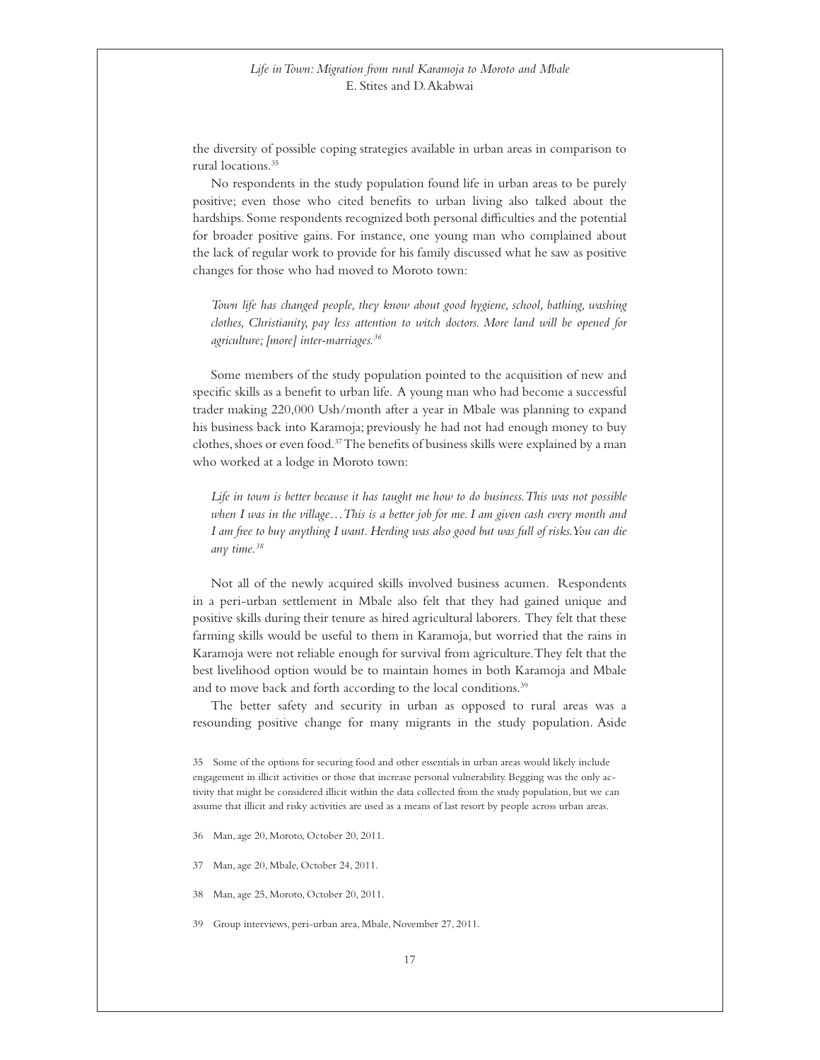the diversity of possible coping strategies available in urban areas in comparison to rural locations.[35]

No respondents in the study population found life in urban areas to be purely positive; even those who cited benefits to urban living also talked about the hardships. Some respondents recognized both personal difficulties and the potential for broader positive gains. For instance, one young man who complained about the lack of regular work to provide for his family discussed what he saw as positive changes for those who had moved to Moroto town:

> *Town life has changed people, they know about good hygiene, school, bathing, washing clothes, Christianity, pay less attention to witch doctors. More land will be opened for agriculture; [more] inter-marriages.*[36]

Some members of the study population pointed to the acquisition of new and specific skills as a benefit to urban life. A young man who had become a successful trader making 220,000 Ush/month after a year in Mbale was planning to expand his business back into Karamoja; previously he had not had enough money to buy clothes, shoes or even food.[37] The benefits of business skills were explained by a man who worked at a lodge in Moroto town:

> *Life in town is better because it has taught me how to do business. This was not possible when I was in the village…This is a better job for me. I am given cash every month and I am free to buy anything I want. Herding was also good but was full of risks. You can die any time.*[38]

Not all of the newly acquired skills involved business acumen. Respondents in a peri-urban settlement in Mbale also felt that they had gained unique and positive skills during their tenure as hired agricultural laborers. They felt that these farming skills would be useful to them in Karamoja, but worried that the rains in Karamoja were not reliable enough for survival from agriculture. They felt that the best livelihood option would be to maintain homes in both Karamoja and Mbale and to move back and forth according to the local conditions.[39]

The better safety and security in urban as opposed to rural areas was a resounding positive change for many migrants in the study population. Aside

35 Some of the options for securing food and other essentials in urban areas would likely include engagement in illicit activities or those that increase personal vulnerability. Begging was the only activity that might be considered illicit within the data collected from the study population, but we can assume that illicit and risky activities are used as a means of last resort by people across urban areas.

36 Man, age 20, Moroto, October 20, 2011.

37 Man, age 20, Mbale, October 24, 2011.

38 Man, age 25, Moroto, October 20, 2011.

39 Group interviews, peri-urban area, Mbale, November 27, 2011.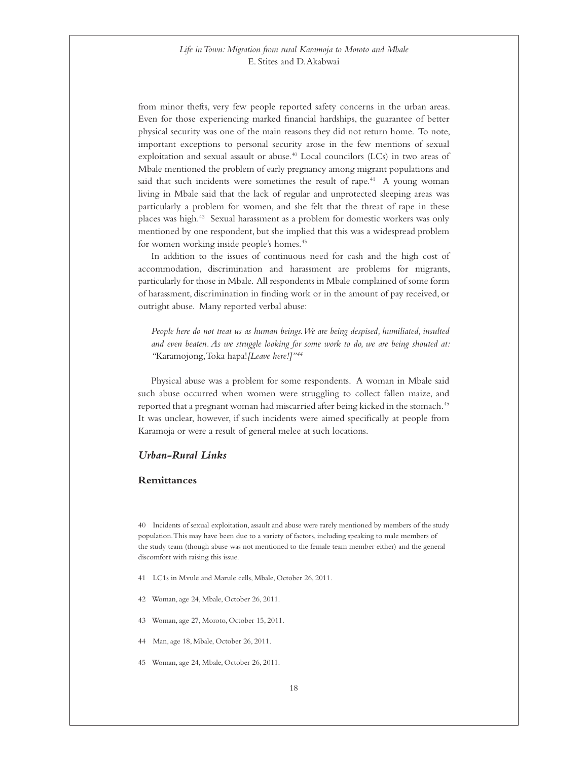from minor thefts, very few people reported safety concerns in the urban areas. Even for those experiencing marked financial hardships, the guarantee of better physical security was one of the main reasons they did not return home. To note, important exceptions to personal security arose in the few mentions of sexual exploitation and sexual assault or abuse.[40] Local councilors (LCs) in two areas of Mbale mentioned the problem of early pregnancy among migrant populations and said that such incidents were sometimes the result of rape.[41] A young woman living in Mbale said that the lack of regular and unprotected sleeping areas was particularly a problem for women, and she felt that the threat of rape in these places was high.[42] Sexual harassment as a problem for domestic workers was only mentioned by one respondent, but she implied that this was a widespread problem for women working inside people's homes.[43]

In addition to the issues of continuous need for cash and the high cost of accommodation, discrimination and harassment are problems for migrants, particularly for those in Mbale. All respondents in Mbale complained of some form of harassment, discrimination in finding work or in the amount of pay received, or outright abuse. Many reported verbal abuse:

> *People here do not treat us as human beings. We are being despised, humiliated, insulted and even beaten. As we struggle looking for some work to do, we are being shouted at: "*Karamojong, Toka hapa! *[Leave here!]"*[44]

Physical abuse was a problem for some respondents. A woman in Mbale said such abuse occurred when women were struggling to collect fallen maize, and reported that a pregnant woman had miscarried after being kicked in the stomach.[45] It was unclear, however, if such incidents were aimed specifically at people from Karamoja or were a result of general melee at such locations.

## *Urban-Rural Links*

### Remittances

---

40 Incidents of sexual exploitation, assault and abuse were rarely mentioned by members of the study population. This may have been due to a variety of factors, including speaking to male members of the study team (though abuse was not mentioned to the female team member either) and the general discomfort with raising this issue.

41 LC1s in Mvule and Marule cells, Mbale, October 26, 2011.

42 Woman, age 24, Mbale, October 26, 2011.

43 Woman, age 27, Moroto, October 15, 2011.

44 Man, age 18, Mbale, October 26, 2011.

45 Woman, age 24, Mbale, October 26, 2011.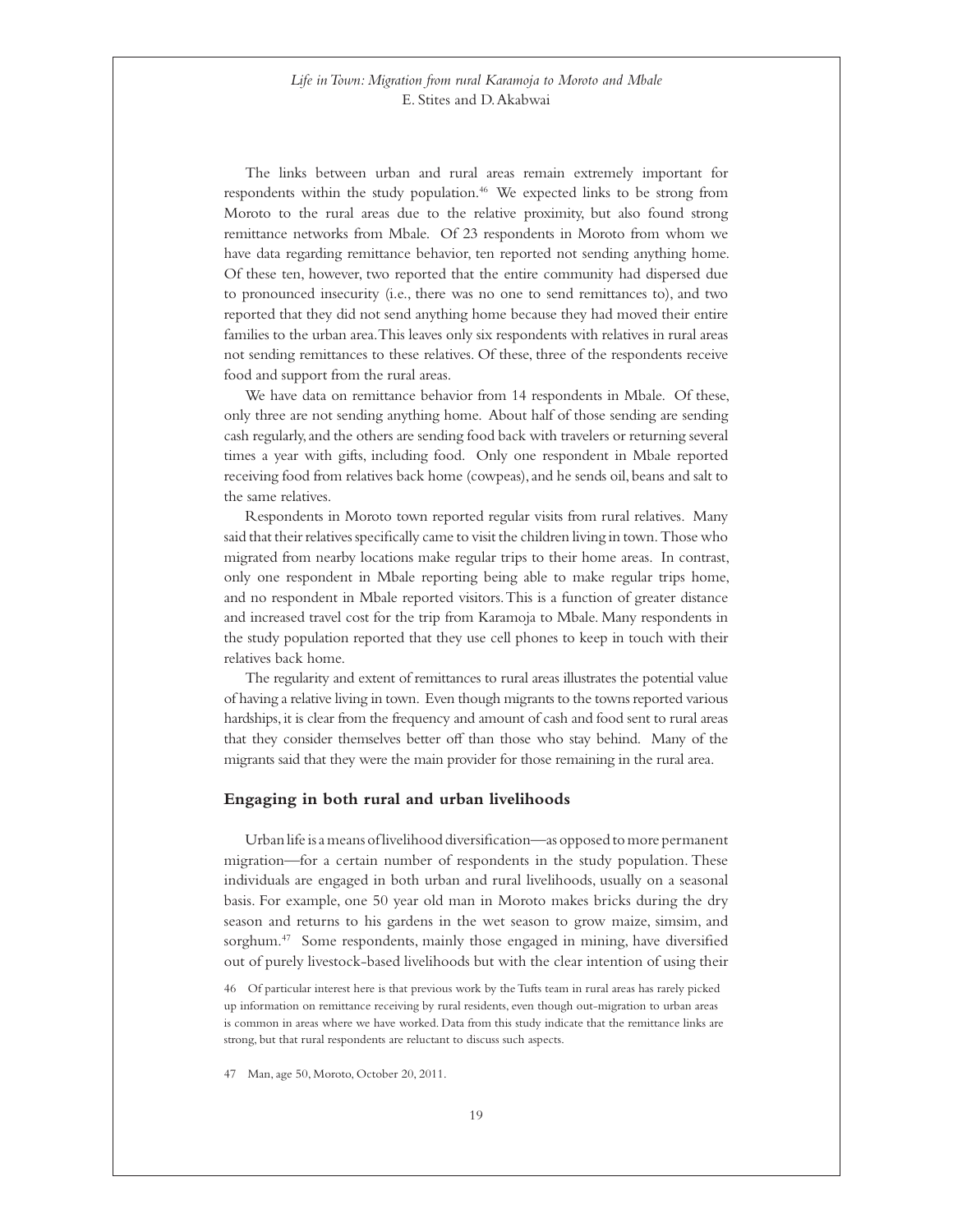The links between urban and rural areas remain extremely important for respondents within the study population.[46] We expected links to be strong from Moroto to the rural areas due to the relative proximity, but also found strong remittance networks from Mbale. Of 23 respondents in Moroto from whom we have data regarding remittance behavior, ten reported not sending anything home. Of these ten, however, two reported that the entire community had dispersed due to pronounced insecurity (i.e., there was no one to send remittances to), and two reported that they did not send anything home because they had moved their entire families to the urban area. This leaves only six respondents with relatives in rural areas not sending remittances to these relatives. Of these, three of the respondents receive food and support from the rural areas.

We have data on remittance behavior from 14 respondents in Mbale. Of these, only three are not sending anything home. About half of those sending are sending cash regularly, and the others are sending food back with travelers or returning several times a year with gifts, including food. Only one respondent in Mbale reported receiving food from relatives back home (cowpeas), and he sends oil, beans and salt to the same relatives.

Respondents in Moroto town reported regular visits from rural relatives. Many said that their relatives specifically came to visit the children living in town. Those who migrated from nearby locations make regular trips to their home areas. In contrast, only one respondent in Mbale reporting being able to make regular trips home, and no respondent in Mbale reported visitors. This is a function of greater distance and increased travel cost for the trip from Karamoja to Mbale. Many respondents in the study population reported that they use cell phones to keep in touch with their relatives back home.

The regularity and extent of remittances to rural areas illustrates the potential value of having a relative living in town. Even though migrants to the towns reported various hardships, it is clear from the frequency and amount of cash and food sent to rural areas that they consider themselves better off than those who stay behind. Many of the migrants said that they were the main provider for those remaining in the rural area.

## Engaging in both rural and urban livelihoods

Urban life is a means of livelihood diversification—as opposed to more permanent migration—for a certain number of respondents in the study population. These individuals are engaged in both urban and rural livelihoods, usually on a seasonal basis. For example, one 50 year old man in Moroto makes bricks during the dry season and returns to his gardens in the wet season to grow maize, simsim, and sorghum.[47] Some respondents, mainly those engaged in mining, have diversified out of purely livestock-based livelihoods but with the clear intention of using their

46 Of particular interest here is that previous work by the Tufts team in rural areas has rarely picked up information on remittance receiving by rural residents, even though out-migration to urban areas is common in areas where we have worked. Data from this study indicate that the remittance links are strong, but that rural respondents are reluctant to discuss such aspects.

47 Man, age 50, Moroto, October 20, 2011.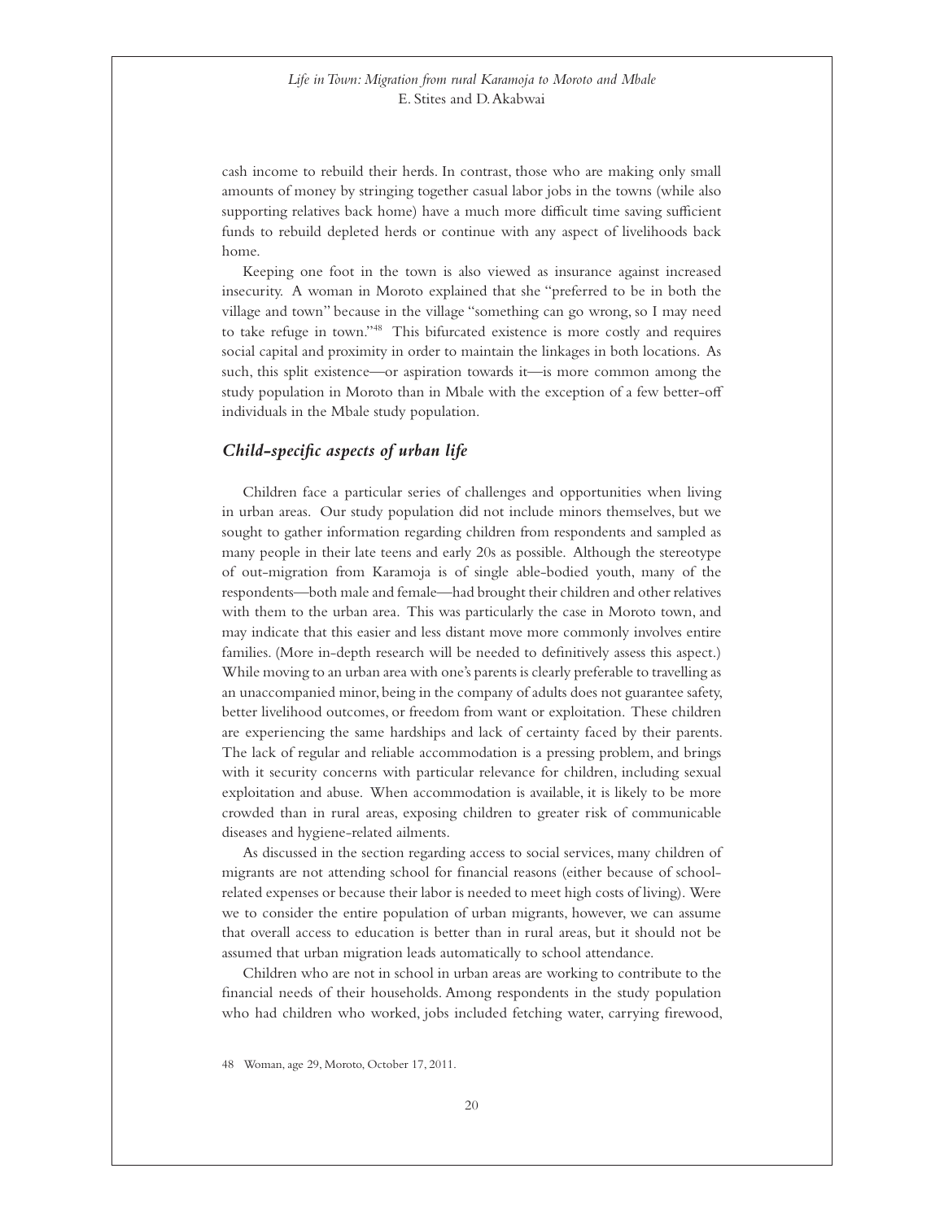cash income to rebuild their herds. In contrast, those who are making only small amounts of money by stringing together casual labor jobs in the towns (while also supporting relatives back home) have a much more difficult time saving sufficient funds to rebuild depleted herds or continue with any aspect of livelihoods back home.

Keeping one foot in the town is also viewed as insurance against increased insecurity. A woman in Moroto explained that she "preferred to be in both the village and town" because in the village "something can go wrong, so I may need to take refuge in town."[48] This bifurcated existence is more costly and requires social capital and proximity in order to maintain the linkages in both locations. As such, this split existence—or aspiration towards it—is more common among the study population in Moroto than in Mbale with the exception of a few better-off individuals in the Mbale study population.

### *Child-specific aspects of urban life*

Children face a particular series of challenges and opportunities when living in urban areas. Our study population did not include minors themselves, but we sought to gather information regarding children from respondents and sampled as many people in their late teens and early 20s as possible. Although the stereotype of out-migration from Karamoja is of single able-bodied youth, many of the respondents—both male and female—had brought their children and other relatives with them to the urban area. This was particularly the case in Moroto town, and may indicate that this easier and less distant move more commonly involves entire families. (More in-depth research will be needed to definitively assess this aspect.) While moving to an urban area with one's parents is clearly preferable to travelling as an unaccompanied minor, being in the company of adults does not guarantee safety, better livelihood outcomes, or freedom from want or exploitation. These children are experiencing the same hardships and lack of certainty faced by their parents. The lack of regular and reliable accommodation is a pressing problem, and brings with it security concerns with particular relevance for children, including sexual exploitation and abuse. When accommodation is available, it is likely to be more crowded than in rural areas, exposing children to greater risk of communicable diseases and hygiene-related ailments.

As discussed in the section regarding access to social services, many children of migrants are not attending school for financial reasons (either because of school-related expenses or because their labor is needed to meet high costs of living). Were we to consider the entire population of urban migrants, however, we can assume that overall access to education is better than in rural areas, but it should not be assumed that urban migration leads automatically to school attendance.

Children who are not in school in urban areas are working to contribute to the financial needs of their households. Among respondents in the study population who had children who worked, jobs included fetching water, carrying firewood,

48 Woman, age 29, Moroto, October 17, 2011.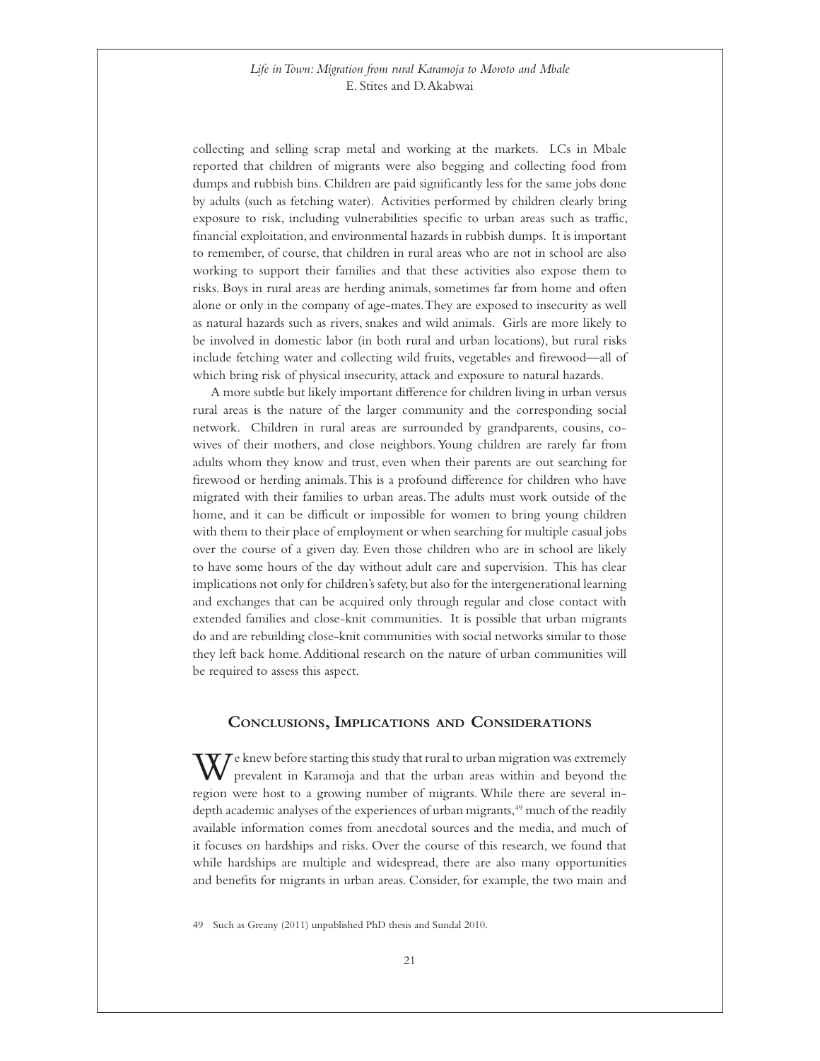collecting and selling scrap metal and working at the markets. LCs in Mbale reported that children of migrants were also begging and collecting food from dumps and rubbish bins. Children are paid significantly less for the same jobs done by adults (such as fetching water). Activities performed by children clearly bring exposure to risk, including vulnerabilities specific to urban areas such as traffic, financial exploitation, and environmental hazards in rubbish dumps. It is important to remember, of course, that children in rural areas who are not in school are also working to support their families and that these activities also expose them to risks. Boys in rural areas are herding animals, sometimes far from home and often alone or only in the company of age-mates. They are exposed to insecurity as well as natural hazards such as rivers, snakes and wild animals. Girls are more likely to be involved in domestic labor (in both rural and urban locations), but rural risks include fetching water and collecting wild fruits, vegetables and firewood—all of which bring risk of physical insecurity, attack and exposure to natural hazards.

A more subtle but likely important difference for children living in urban versus rural areas is the nature of the larger community and the corresponding social network. Children in rural areas are surrounded by grandparents, cousins, co-wives of their mothers, and close neighbors. Young children are rarely far from adults whom they know and trust, even when their parents are out searching for firewood or herding animals. This is a profound difference for children who have migrated with their families to urban areas. The adults must work outside of the home, and it can be difficult or impossible for women to bring young children with them to their place of employment or when searching for multiple casual jobs over the course of a given day. Even those children who are in school are likely to have some hours of the day without adult care and supervision. This has clear implications not only for children's safety, but also for the intergenerational learning and exchanges that can be acquired only through regular and close contact with extended families and close-knit communities. It is possible that urban migrants do and are rebuilding close-knit communities with social networks similar to those they left back home. Additional research on the nature of urban communities will be required to assess this aspect.

## Conclusions, Implications and Considerations

We knew before starting this study that rural to urban migration was extremely prevalent in Karamoja and that the urban areas within and beyond the region were host to a growing number of migrants. While there are several in-depth academic analyses of the experiences of urban migrants,[49] much of the readily available information comes from anecdotal sources and the media, and much of it focuses on hardships and risks. Over the course of this research, we found that while hardships are multiple and widespread, there are also many opportunities and benefits for migrants in urban areas. Consider, for example, the two main and

49 Such as Greany (2011) unpublished PhD thesis and Sundal 2010.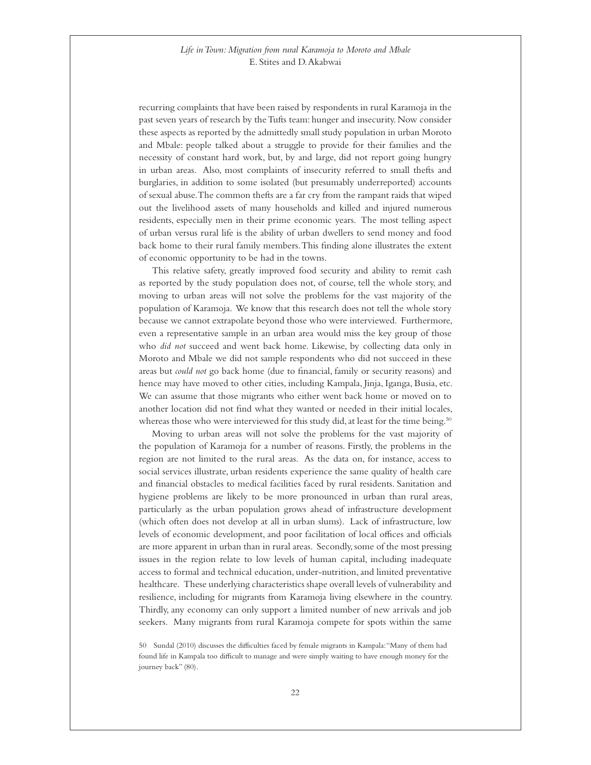recurring complaints that have been raised by respondents in rural Karamoja in the past seven years of research by the Tufts team: hunger and insecurity. Now consider these aspects as reported by the admittedly small study population in urban Moroto and Mbale: people talked about a struggle to provide for their families and the necessity of constant hard work, but, by and large, did not report going hungry in urban areas. Also, most complaints of insecurity referred to small thefts and burglaries, in addition to some isolated (but presumably underreported) accounts of sexual abuse. The common thefts are a far cry from the rampant raids that wiped out the livelihood assets of many households and killed and injured numerous residents, especially men in their prime economic years. The most telling aspect of urban versus rural life is the ability of urban dwellers to send money and food back home to their rural family members. This finding alone illustrates the extent of economic opportunity to be had in the towns.

This relative safety, greatly improved food security and ability to remit cash as reported by the study population does not, of course, tell the whole story, and moving to urban areas will not solve the problems for the vast majority of the population of Karamoja. We know that this research does not tell the whole story because we cannot extrapolate beyond those who were interviewed. Furthermore, even a representative sample in an urban area would miss the key group of those who *did not* succeed and went back home. Likewise, by collecting data only in Moroto and Mbale we did not sample respondents who did not succeed in these areas but *could not* go back home (due to financial, family or security reasons) and hence may have moved to other cities, including Kampala, Jinja, Iganga, Busia, etc. We can assume that those migrants who either went back home or moved on to another location did not find what they wanted or needed in their initial locales, whereas those who were interviewed for this study did, at least for the time being.[50]

Moving to urban areas will not solve the problems for the vast majority of the population of Karamoja for a number of reasons. Firstly, the problems in the region are not limited to the rural areas. As the data on, for instance, access to social services illustrate, urban residents experience the same quality of health care and financial obstacles to medical facilities faced by rural residents. Sanitation and hygiene problems are likely to be more pronounced in urban than rural areas, particularly as the urban population grows ahead of infrastructure development (which often does not develop at all in urban slums). Lack of infrastructure, low levels of economic development, and poor facilitation of local offices and officials are more apparent in urban than in rural areas. Secondly, some of the most pressing issues in the region relate to low levels of human capital, including inadequate access to formal and technical education, under-nutrition, and limited preventative healthcare. These underlying characteristics shape overall levels of vulnerability and resilience, including for migrants from Karamoja living elsewhere in the country. Thirdly, any economy can only support a limited number of new arrivals and job seekers. Many migrants from rural Karamoja compete for spots within the same

50 Sundal (2010) discusses the difficulties faced by female migrants in Kampala: "Many of them had found life in Kampala too difficult to manage and were simply waiting to have enough money for the journey back" (80).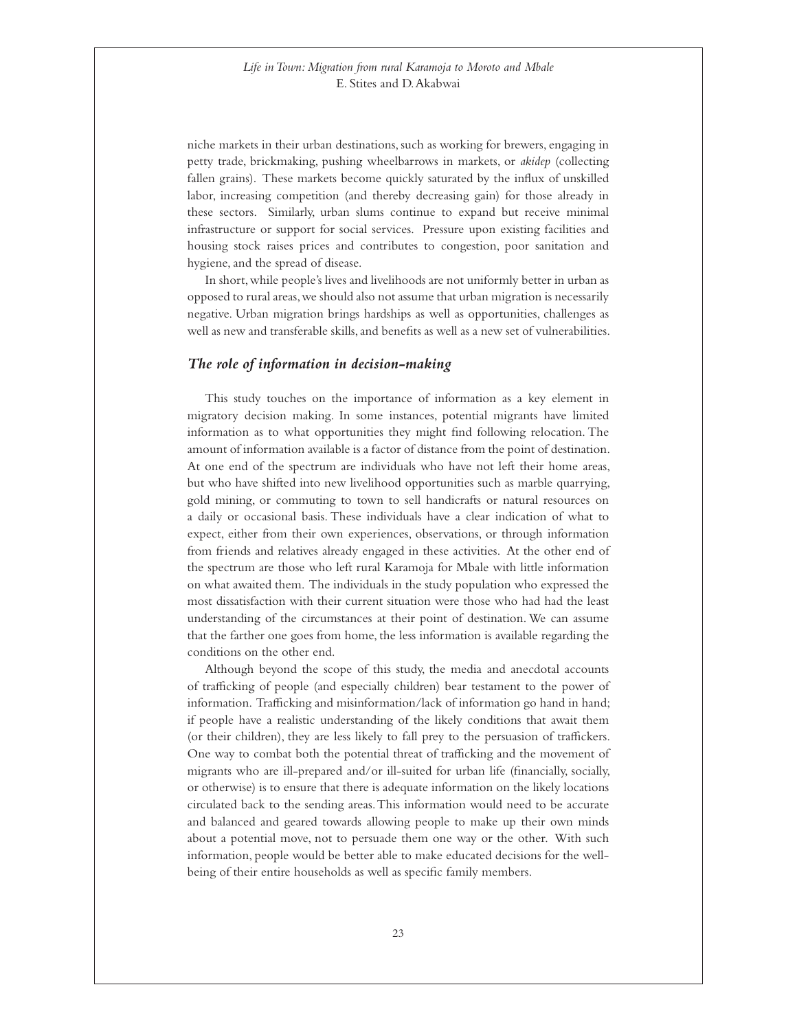niche markets in their urban destinations, such as working for brewers, engaging in petty trade, brickmaking, pushing wheelbarrows in markets, or *akidep* (collecting fallen grains). These markets become quickly saturated by the influx of unskilled labor, increasing competition (and thereby decreasing gain) for those already in these sectors. Similarly, urban slums continue to expand but receive minimal infrastructure or support for social services. Pressure upon existing facilities and housing stock raises prices and contributes to congestion, poor sanitation and hygiene, and the spread of disease.

In short, while people's lives and livelihoods are not uniformly better in urban as opposed to rural areas, we should also not assume that urban migration is necessarily negative. Urban migration brings hardships as well as opportunities, challenges as well as new and transferable skills, and benefits as well as a new set of vulnerabilities.

### *The role of information in decision-making*

This study touches on the importance of information as a key element in migratory decision making. In some instances, potential migrants have limited information as to what opportunities they might find following relocation. The amount of information available is a factor of distance from the point of destination. At one end of the spectrum are individuals who have not left their home areas, but who have shifted into new livelihood opportunities such as marble quarrying, gold mining, or commuting to town to sell handicrafts or natural resources on a daily or occasional basis. These individuals have a clear indication of what to expect, either from their own experiences, observations, or through information from friends and relatives already engaged in these activities. At the other end of the spectrum are those who left rural Karamoja for Mbale with little information on what awaited them. The individuals in the study population who expressed the most dissatisfaction with their current situation were those who had had the least understanding of the circumstances at their point of destination. We can assume that the farther one goes from home, the less information is available regarding the conditions on the other end.

Although beyond the scope of this study, the media and anecdotal accounts of trafficking of people (and especially children) bear testament to the power of information. Trafficking and misinformation/lack of information go hand in hand; if people have a realistic understanding of the likely conditions that await them (or their children), they are less likely to fall prey to the persuasion of traffickers. One way to combat both the potential threat of trafficking and the movement of migrants who are ill-prepared and/or ill-suited for urban life (financially, socially, or otherwise) is to ensure that there is adequate information on the likely locations circulated back to the sending areas. This information would need to be accurate and balanced and geared towards allowing people to make up their own minds about a potential move, not to persuade them one way or the other. With such information, people would be better able to make educated decisions for the well-being of their entire households as well as specific family members.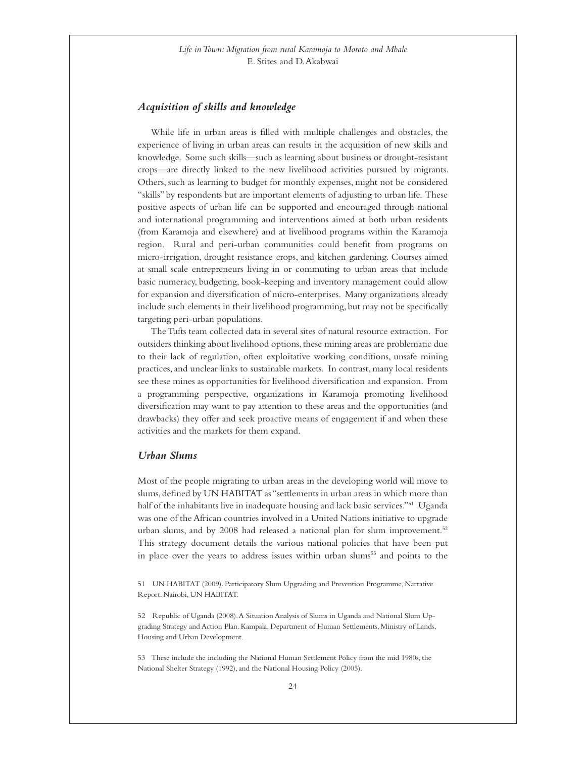## *Acquisition of skills and knowledge*

While life in urban areas is filled with multiple challenges and obstacles, the experience of living in urban areas can results in the acquisition of new skills and knowledge. Some such skills—such as learning about business or drought-resistant crops—are directly linked to the new livelihood activities pursued by migrants. Others, such as learning to budget for monthly expenses, might not be considered "skills" by respondents but are important elements of adjusting to urban life. These positive aspects of urban life can be supported and encouraged through national and international programming and interventions aimed at both urban residents (from Karamoja and elsewhere) and at livelihood programs within the Karamoja region. Rural and peri-urban communities could benefit from programs on micro-irrigation, drought resistance crops, and kitchen gardening. Courses aimed at small scale entrepreneurs living in or commuting to urban areas that include basic numeracy, budgeting, book-keeping and inventory management could allow for expansion and diversification of micro-enterprises. Many organizations already include such elements in their livelihood programming, but may not be specifically targeting peri-urban populations.

The Tufts team collected data in several sites of natural resource extraction. For outsiders thinking about livelihood options, these mining areas are problematic due to their lack of regulation, often exploitative working conditions, unsafe mining practices, and unclear links to sustainable markets. In contrast, many local residents see these mines as opportunities for livelihood diversification and expansion. From a programming perspective, organizations in Karamoja promoting livelihood diversification may want to pay attention to these areas and the opportunities (and drawbacks) they offer and seek proactive means of engagement if and when these activities and the markets for them expand.

## *Urban Slums*

Most of the people migrating to urban areas in the developing world will move to slums, defined by UN HABITAT as "settlements in urban areas in which more than half of the inhabitants live in inadequate housing and lack basic services."[51] Uganda was one of the African countries involved in a United Nations initiative to upgrade urban slums, and by 2008 had released a national plan for slum improvement.[52] This strategy document details the various national policies that have been put in place over the years to address issues within urban slums[53] and points to the

51 UN HABITAT (2009). Participatory Slum Upgrading and Prevention Programme, Narrative Report. Nairobi, UN HABITAT.

52 Republic of Uganda (2008). A Situation Analysis of Slums in Uganda and National Slum Upgrading Strategy and Action Plan. Kampala, Department of Human Settlements, Ministry of Lands, Housing and Urban Development.

53 These include the including the National Human Settlement Policy from the mid 1980s, the National Shelter Strategy (1992), and the National Housing Policy (2005).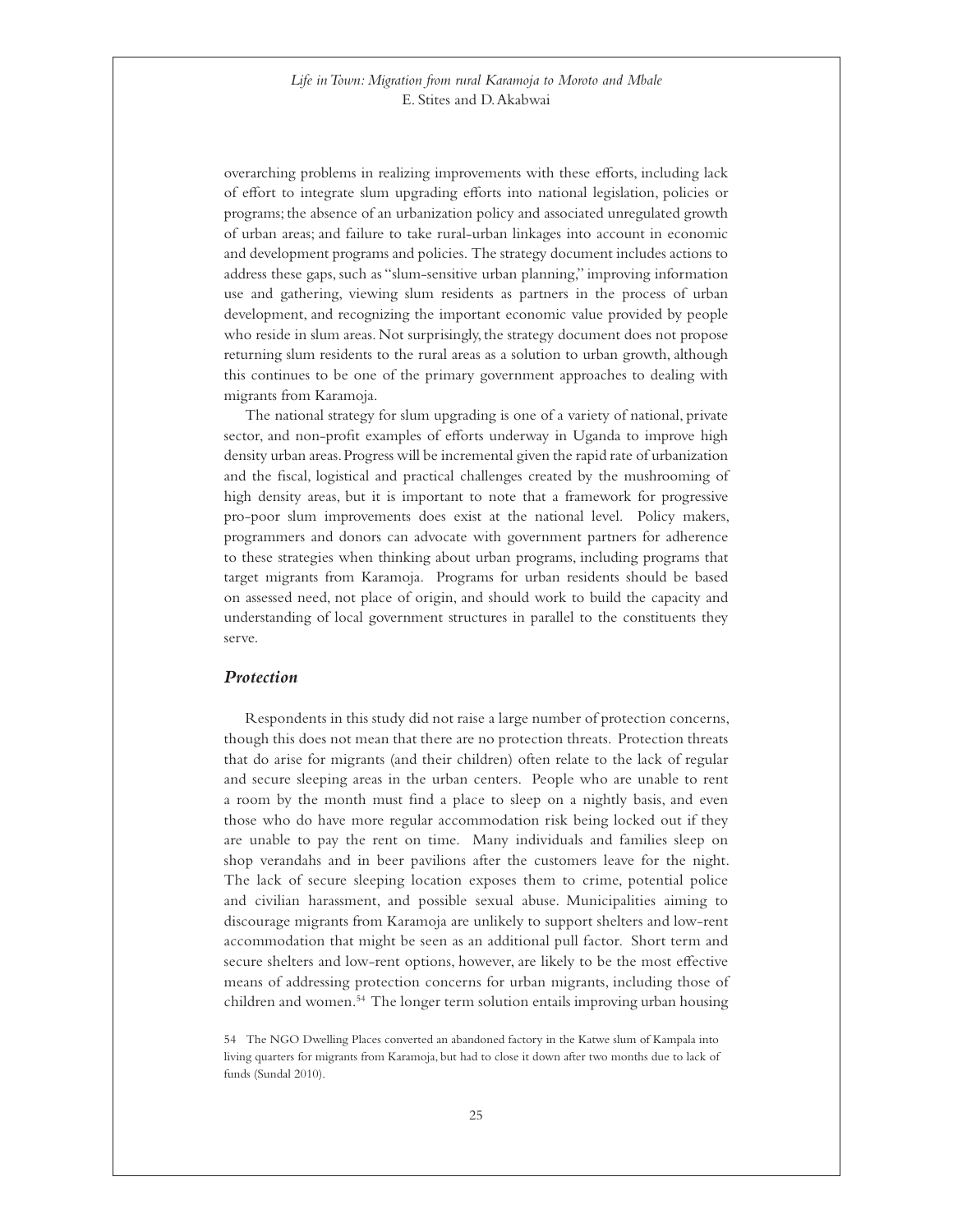overarching problems in realizing improvements with these efforts, including lack of effort to integrate slum upgrading efforts into national legislation, policies or programs; the absence of an urbanization policy and associated unregulated growth of urban areas; and failure to take rural-urban linkages into account in economic and development programs and policies. The strategy document includes actions to address these gaps, such as "slum-sensitive urban planning," improving information use and gathering, viewing slum residents as partners in the process of urban development, and recognizing the important economic value provided by people who reside in slum areas. Not surprisingly, the strategy document does not propose returning slum residents to the rural areas as a solution to urban growth, although this continues to be one of the primary government approaches to dealing with migrants from Karamoja.

The national strategy for slum upgrading is one of a variety of national, private sector, and non-profit examples of efforts underway in Uganda to improve high density urban areas. Progress will be incremental given the rapid rate of urbanization and the fiscal, logistical and practical challenges created by the mushrooming of high density areas, but it is important to note that a framework for progressive pro-poor slum improvements does exist at the national level. Policy makers, programmers and donors can advocate with government partners for adherence to these strategies when thinking about urban programs, including programs that target migrants from Karamoja. Programs for urban residents should be based on assessed need, not place of origin, and should work to build the capacity and understanding of local government structures in parallel to the constituents they serve.

### *Protection*

Respondents in this study did not raise a large number of protection concerns, though this does not mean that there are no protection threats. Protection threats that do arise for migrants (and their children) often relate to the lack of regular and secure sleeping areas in the urban centers. People who are unable to rent a room by the month must find a place to sleep on a nightly basis, and even those who do have more regular accommodation risk being locked out if they are unable to pay the rent on time. Many individuals and families sleep on shop verandahs and in beer pavilions after the customers leave for the night. The lack of secure sleeping location exposes them to crime, potential police and civilian harassment, and possible sexual abuse. Municipalities aiming to discourage migrants from Karamoja are unlikely to support shelters and low-rent accommodation that might be seen as an additional pull factor. Short term and secure shelters and low-rent options, however, are likely to be the most effective means of addressing protection concerns for urban migrants, including those of children and women.[54] The longer term solution entails improving urban housing

54 The NGO Dwelling Places converted an abandoned factory in the Katwe slum of Kampala into living quarters for migrants from Karamoja, but had to close it down after two months due to lack of funds (Sundal 2010).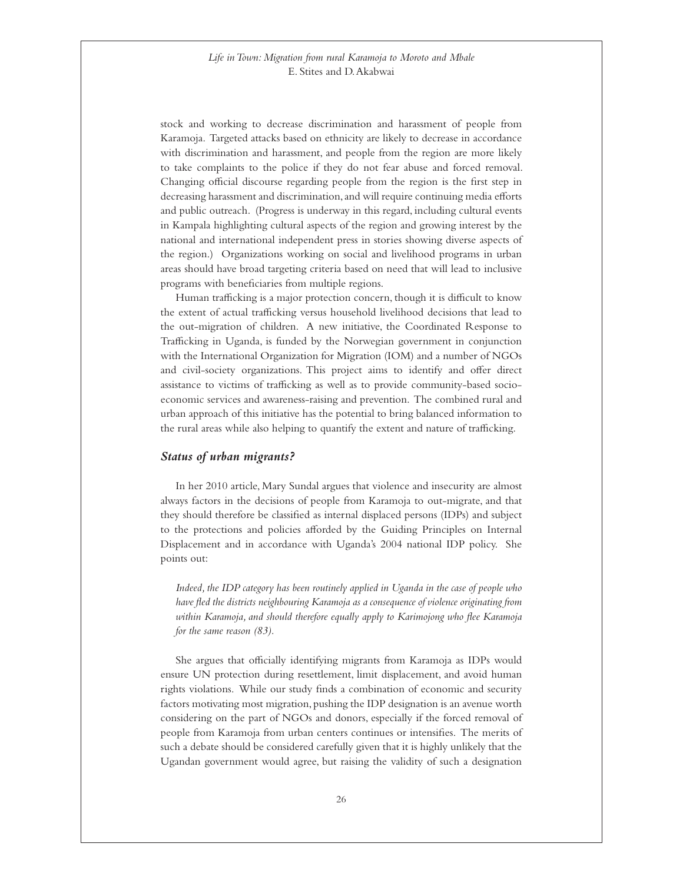stock and working to decrease discrimination and harassment of people from Karamoja. Targeted attacks based on ethnicity are likely to decrease in accordance with discrimination and harassment, and people from the region are more likely to take complaints to the police if they do not fear abuse and forced removal. Changing official discourse regarding people from the region is the first step in decreasing harassment and discrimination, and will require continuing media efforts and public outreach. (Progress is underway in this regard, including cultural events in Kampala highlighting cultural aspects of the region and growing interest by the national and international independent press in stories showing diverse aspects of the region.) Organizations working on social and livelihood programs in urban areas should have broad targeting criteria based on need that will lead to inclusive programs with beneficiaries from multiple regions.

Human trafficking is a major protection concern, though it is difficult to know the extent of actual trafficking versus household livelihood decisions that lead to the out-migration of children. A new initiative, the Coordinated Response to Trafficking in Uganda, is funded by the Norwegian government in conjunction with the International Organization for Migration (IOM) and a number of NGOs and civil-society organizations. This project aims to identify and offer direct assistance to victims of trafficking as well as to provide community-based socio-economic services and awareness-raising and prevention. The combined rural and urban approach of this initiative has the potential to bring balanced information to the rural areas while also helping to quantify the extent and nature of trafficking.

### *Status of urban migrants?*

In her 2010 article, Mary Sundal argues that violence and insecurity are almost always factors in the decisions of people from Karamoja to out-migrate, and that they should therefore be classified as internal displaced persons (IDPs) and subject to the protections and policies afforded by the Guiding Principles on Internal Displacement and in accordance with Uganda's 2004 national IDP policy. She points out:

> *Indeed, the IDP category has been routinely applied in Uganda in the case of people who have fled the districts neighbouring Karamoja as a consequence of violence originating from within Karamoja, and should therefore equally apply to Karimojong who flee Karamoja for the same reason (83).*

She argues that officially identifying migrants from Karamoja as IDPs would ensure UN protection during resettlement, limit displacement, and avoid human rights violations. While our study finds a combination of economic and security factors motivating most migration, pushing the IDP designation is an avenue worth considering on the part of NGOs and donors, especially if the forced removal of people from Karamoja from urban centers continues or intensifies. The merits of such a debate should be considered carefully given that it is highly unlikely that the Ugandan government would agree, but raising the validity of such a designation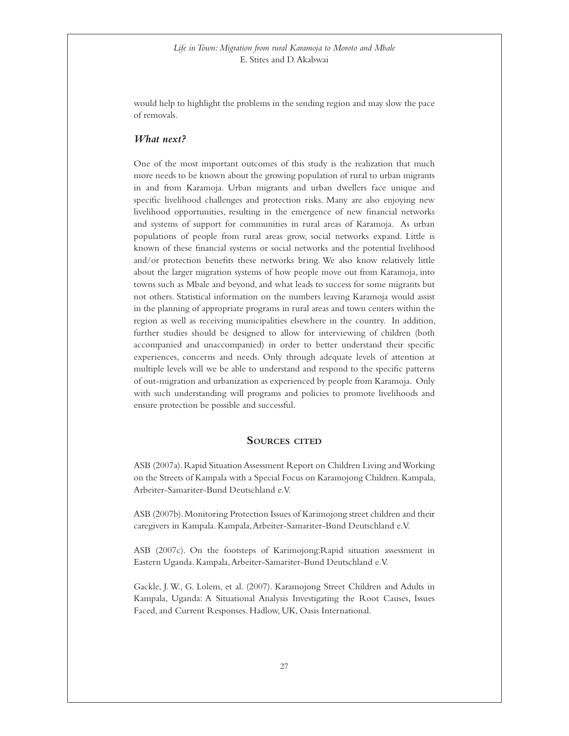would help to highlight the problems in the sending region and may slow the pace of removals.

### *What next?*

One of the most important outcomes of this study is the realization that much more needs to be known about the growing population of rural to urban migrants in and from Karamoja. Urban migrants and urban dwellers face unique and specific livelihood challenges and protection risks. Many are also enjoying new livelihood opportunities, resulting in the emergence of new financial networks and systems of support for communities in rural areas of Karamoja. As urban populations of people from rural areas grow, social networks expand. Little is known of these financial systems or social networks and the potential livelihood and/or protection benefits these networks bring. We also know relatively little about the larger migration systems of how people move out from Karamoja, into towns such as Mbale and beyond, and what leads to success for some migrants but not others. Statistical information on the numbers leaving Karamoja would assist in the planning of appropriate programs in rural areas and town centers within the region as well as receiving municipalities elsewhere in the country. In addition, further studies should be designed to allow for interviewing of children (both accompanied and unaccompanied) in order to better understand their specific experiences, concerns and needs. Only through adequate levels of attention at multiple levels will we be able to understand and respond to the specific patterns of out-migration and urbanization as experienced by people from Karamoja. Only with such understanding will programs and policies to promote livelihoods and ensure protection be possible and successful.

## Sources cited

ASB (2007a). Rapid Situation Assessment Report on Children Living and Working on the Streets of Kampala with a Special Focus on Karamojong Children. Kampala, Arbeiter-Samariter-Bund Deutschland e.V.

ASB (2007b). Monitoring Protection Issues of Karimojong street children and their caregivers in Kampala. Kampala, Arbeiter-Samariter-Bund Deutschland e.V.

ASB (2007c). On the footsteps of Karimojong:Rapid situation assessment in Eastern Uganda. Kampala, Arbeiter-Samariter-Bund Deutschland e.V.

Gackle, J. W., G. Lolem, et al. (2007). Karamojong Street Children and Adults in Kampala, Uganda: A Situational Analysis Investigating the Root Causes, Issues Faced, and Current Responses. Hadlow, UK, Oasis International.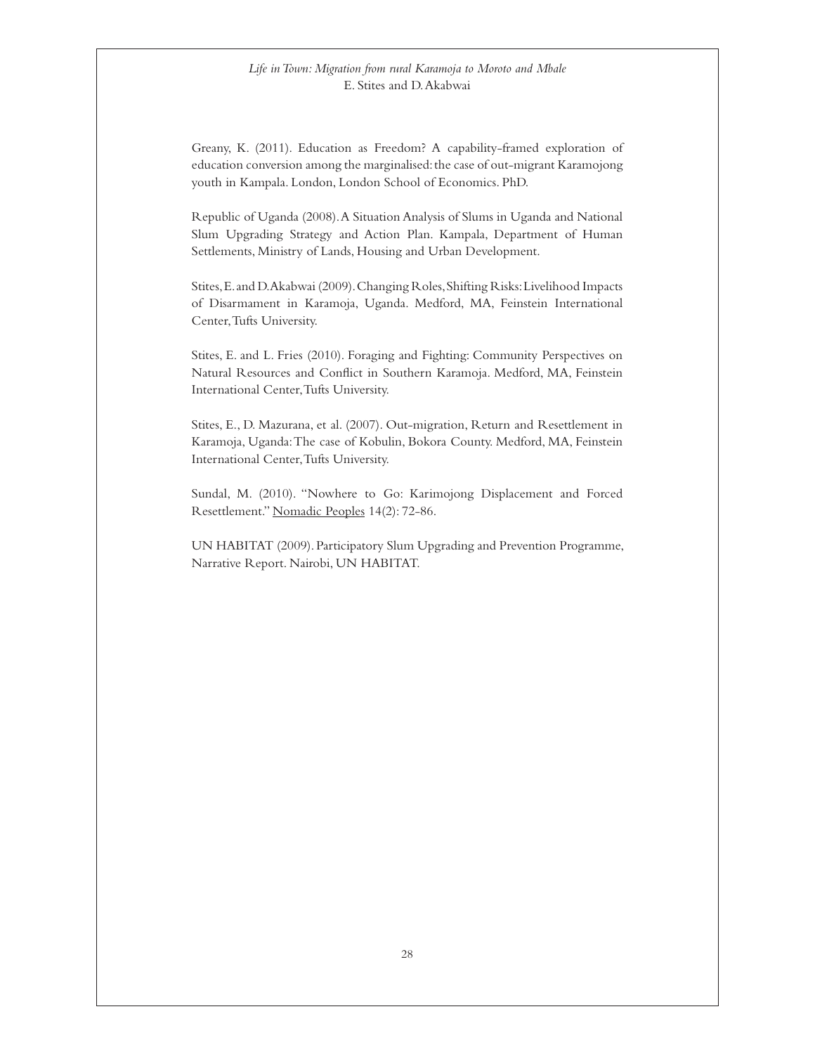Greany, K. (2011). Education as Freedom? A capability-framed exploration of education conversion among the marginalised: the case of out-migrant Karamojong youth in Kampala. London, London School of Economics. PhD.

Republic of Uganda (2008). A Situation Analysis of Slums in Uganda and National Slum Upgrading Strategy and Action Plan. Kampala, Department of Human Settlements, Ministry of Lands, Housing and Urban Development.

Stites, E. and D. Akabwai (2009). Changing Roles, Shifting Risks: Livelihood Impacts of Disarmament in Karamoja, Uganda. Medford, MA, Feinstein International Center, Tufts University.

Stites, E. and L. Fries (2010). Foraging and Fighting: Community Perspectives on Natural Resources and Conflict in Southern Karamoja. Medford, MA, Feinstein International Center, Tufts University.

Stites, E., D. Mazurana, et al. (2007). Out-migration, Return and Resettlement in Karamoja, Uganda: The case of Kobulin, Bokora County. Medford, MA, Feinstein International Center, Tufts University.

Sundal, M. (2010). "Nowhere to Go: Karimojong Displacement and Forced Resettlement." Nomadic Peoples 14(2): 72-86.

UN HABITAT (2009). Participatory Slum Upgrading and Prevention Programme, Narrative Report. Nairobi, UN HABITAT.